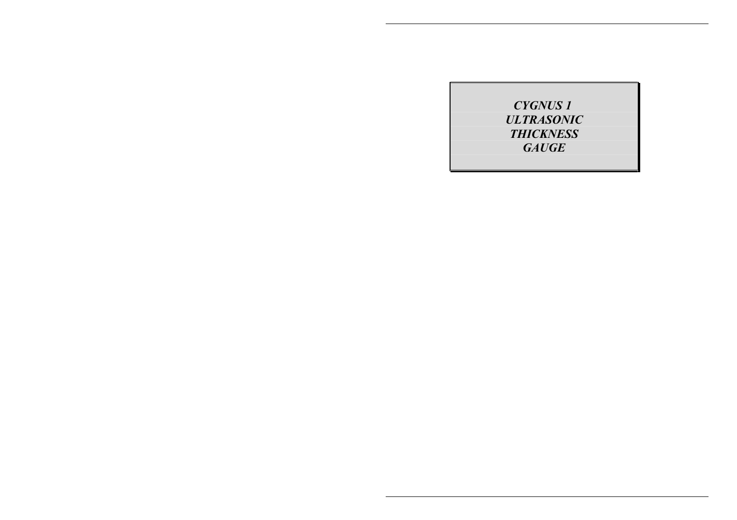# *CYGNUS 1 ULTRASONIC THICKNESS GAUGE*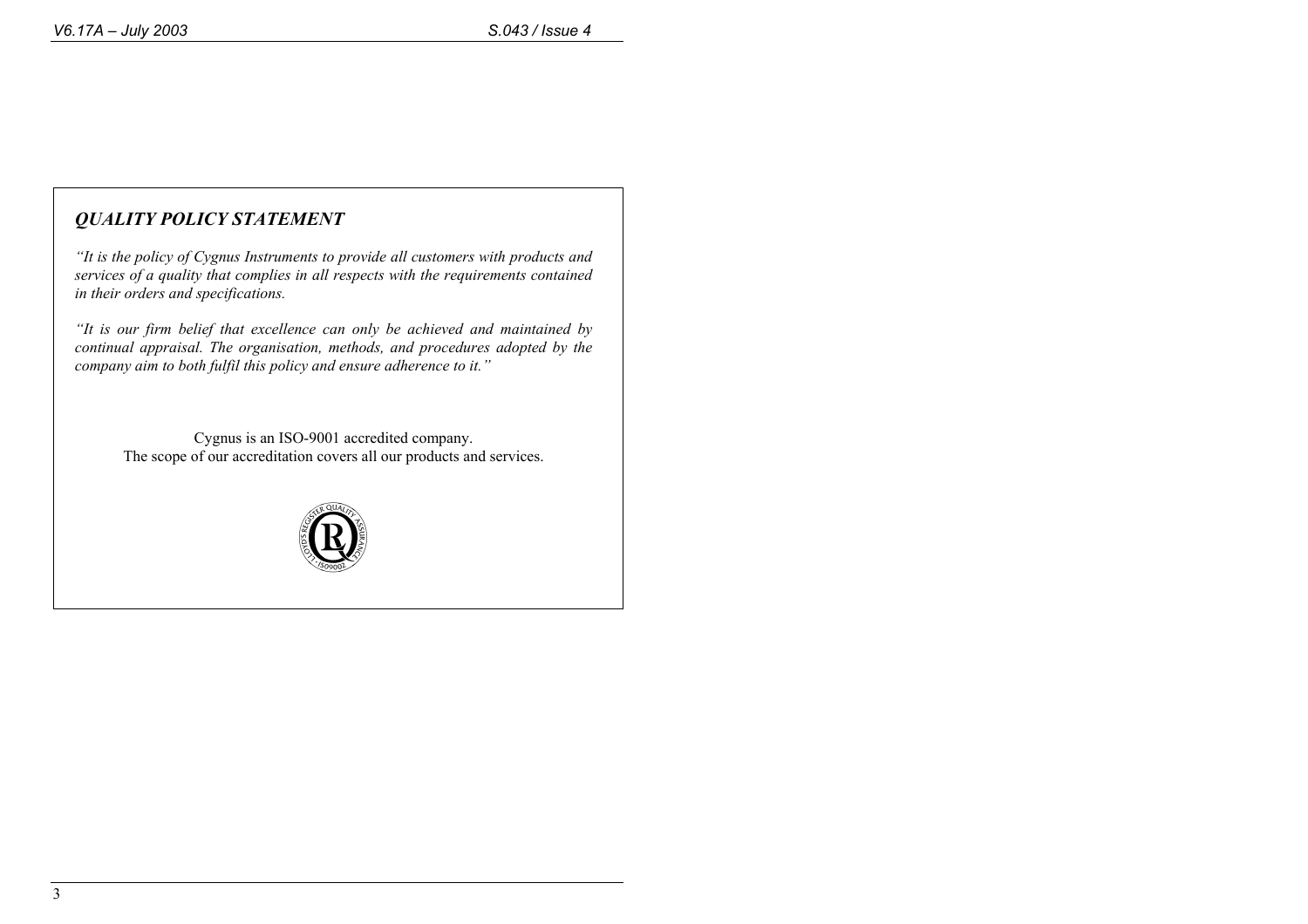## *QUALITY POLICY STATEMENT*

*"It is the policy of Cygnus Instruments to provide all customers with products and services of a quality that complies in all respects with the requirements contained in their orders and specifications.*

*"It is our firm belief that excellence can only be achieved and maintained by continual appraisal. The organisation, methods, and procedures adopted by the company aim to both fulfil this policy and ensure adherence to it."*

Cygnus is an ISO-9001 accredited company.
The scope of our accreditation covers all our products and services.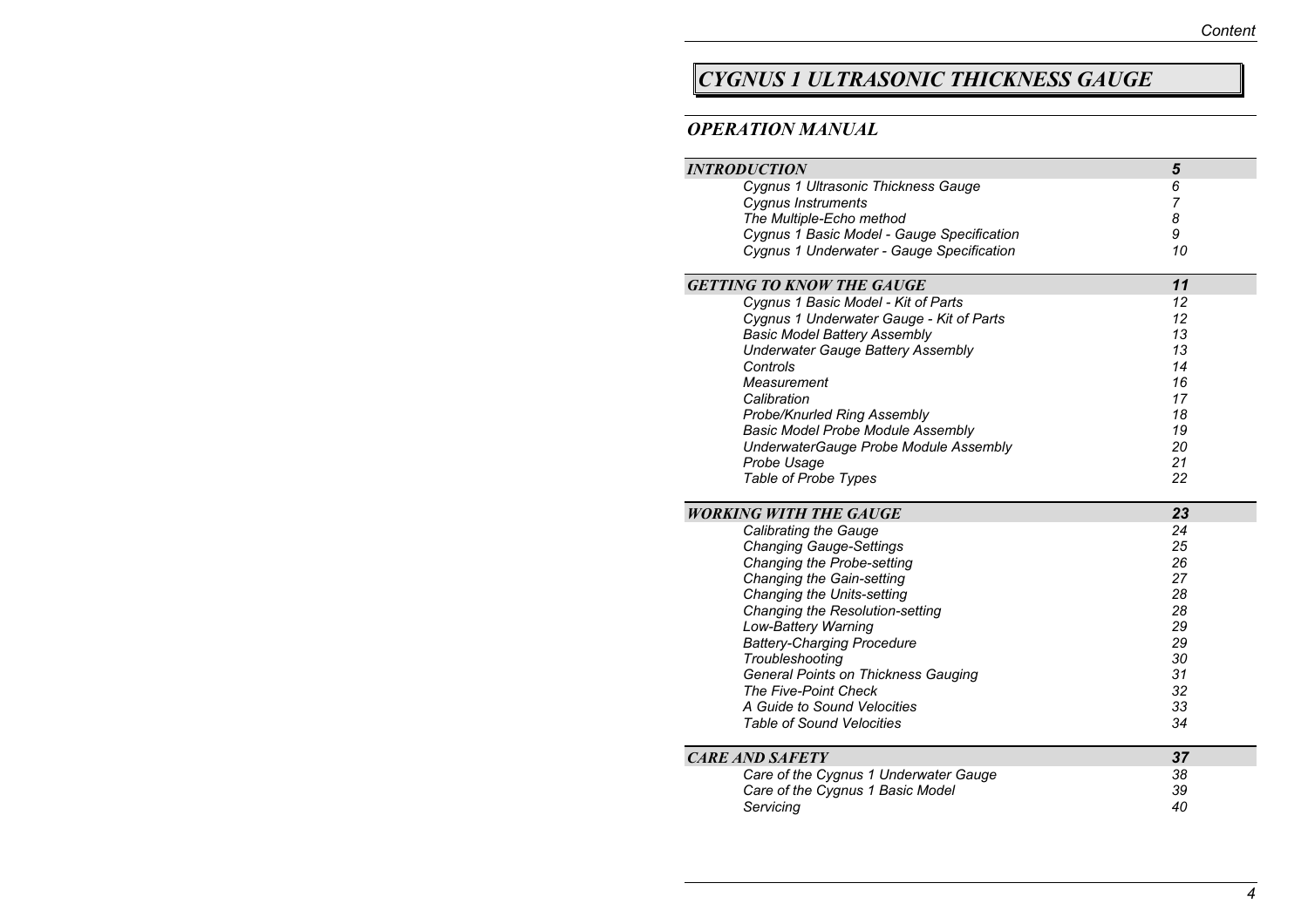# CYGNUS 1 ULTRASONIC THICKNESS GAUGE

## OPERATION MANUAL

| | |
|---|---|
| ***INTRODUCTION*** | ***5*** |
| *Cygnus 1 Ultrasonic Thickness Gauge* | *6* |
| *Cygnus Instruments* | *7* |
| *The Multiple-Echo method* | *8* |
| *Cygnus 1 Basic Model - Gauge Specification* | *9* |
| *Cygnus 1 Underwater - Gauge Specification* | *10* |
| ***GETTING TO KNOW THE GAUGE*** | ***11*** |
| *Cygnus 1 Basic Model - Kit of Parts* | *12* |
| *Cygnus 1 Underwater Gauge - Kit of Parts* | *12* |
| *Basic Model Battery Assembly* | *13* |
| *Underwater Gauge Battery Assembly* | *13* |
| *Controls* | *14* |
| *Measurement* | *16* |
| *Calibration* | *17* |
| *Probe/Knurled Ring Assembly* | *18* |
| *Basic Model Probe Module Assembly* | *19* |
| *UnderwaterGauge Probe Module Assembly* | *20* |
| *Probe Usage* | *21* |
| *Table of Probe Types* | *22* |
| ***WORKING WITH THE GAUGE*** | ***23*** |
| *Calibrating the Gauge* | *24* |
| *Changing Gauge-Settings* | *25* |
| *Changing the Probe-setting* | *26* |
| *Changing the Gain-setting* | *27* |
| *Changing the Units-setting* | *28* |
| *Changing the Resolution-setting* | *28* |
| *Low-Battery Warning* | *29* |
| *Battery-Charging Procedure* | *29* |
| *Troubleshooting* | *30* |
| *General Points on Thickness Gauging* | *31* |
| *The Five-Point Check* | *32* |
| *A Guide to Sound Velocities* | *33* |
| *Table of Sound Velocities* | *34* |
| ***CARE AND SAFETY*** | ***37*** |
| *Care of the Cygnus 1 Underwater Gauge* | *38* |
| *Care of the Cygnus 1 Basic Model* | *39* |
| *Servicing* | *40* |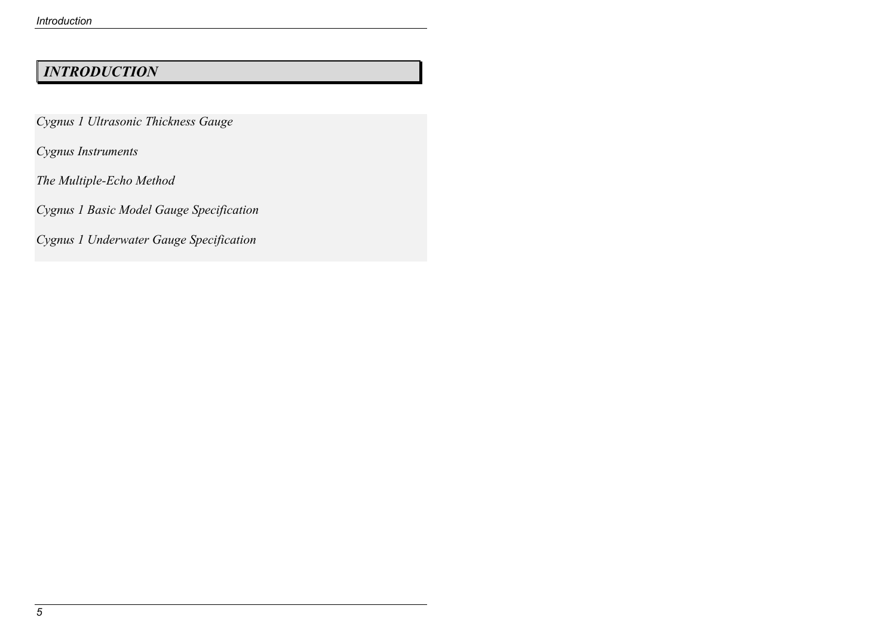# *INTRODUCTION*

*Cygnus 1 Ultrasonic Thickness Gauge*

*Cygnus Instruments*

*The Multiple-Echo Method*

*Cygnus 1 Basic Model Gauge Specification*

*Cygnus 1 Underwater Gauge Specification*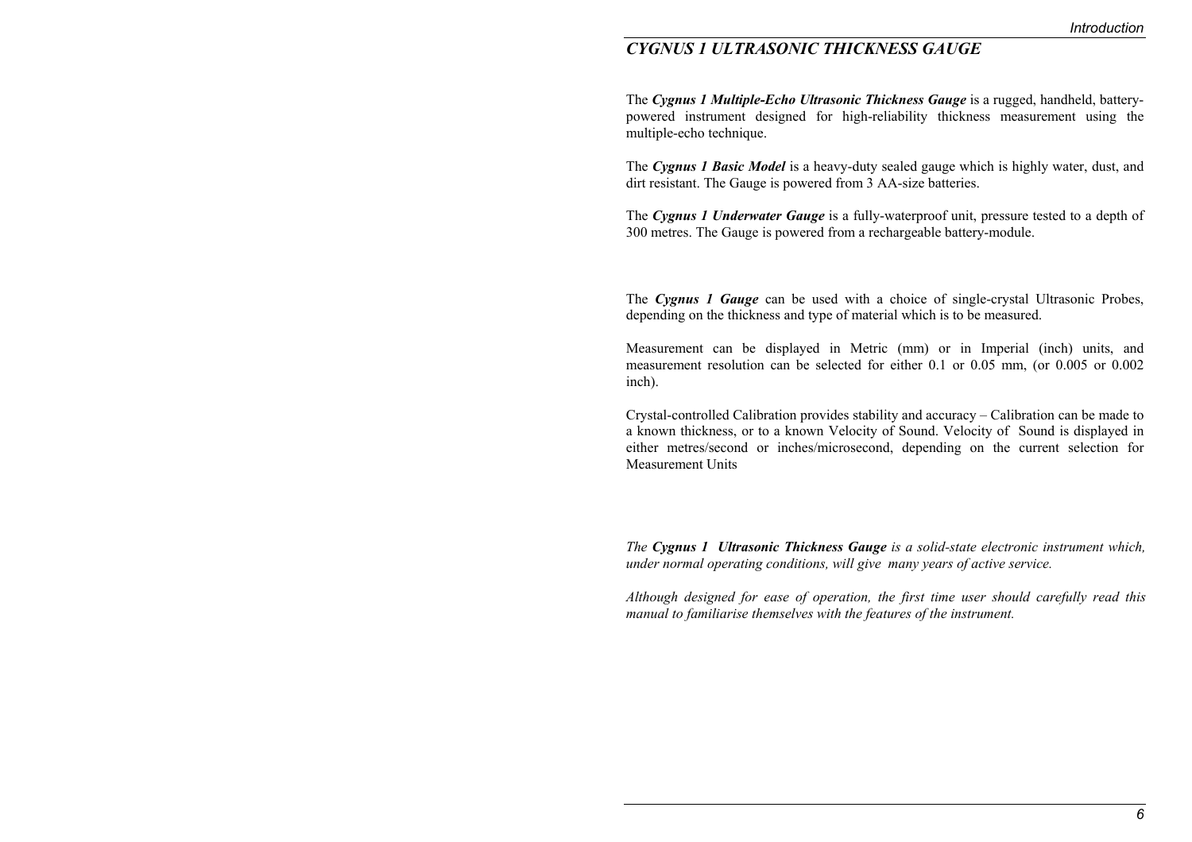## *CYGNUS 1 ULTRASONIC THICKNESS GAUGE*

The ***Cygnus 1 Multiple-Echo Ultrasonic Thickness Gauge*** is a rugged, handheld, battery-powered instrument designed for high-reliability thickness measurement using the multiple-echo technique.

The ***Cygnus 1 Basic Model*** is a heavy-duty sealed gauge which is highly water, dust, and dirt resistant. The Gauge is powered from 3 AA-size batteries.

The ***Cygnus 1 Underwater Gauge*** is a fully-waterproof unit, pressure tested to a depth of 300 metres. The Gauge is powered from a rechargeable battery-module.

The ***Cygnus 1 Gauge*** can be used with a choice of single-crystal Ultrasonic Probes, depending on the thickness and type of material which is to be measured.

Measurement can be displayed in Metric (mm) or in Imperial (inch) units, and measurement resolution can be selected for either 0.1 or 0.05 mm, (or 0.005 or 0.002 inch).

Crystal-controlled Calibration provides stability and accuracy – Calibration can be made to a known thickness, or to a known Velocity of Sound. Velocity of Sound is displayed in either metres/second or inches/microsecond, depending on the current selection for Measurement Units

*The **Cygnus 1 Ultrasonic Thickness Gauge** is a solid-state electronic instrument which, under normal operating conditions, will give many years of active service.*

*Although designed for ease of operation, the first time user should carefully read this manual to familiarise themselves with the features of the instrument.*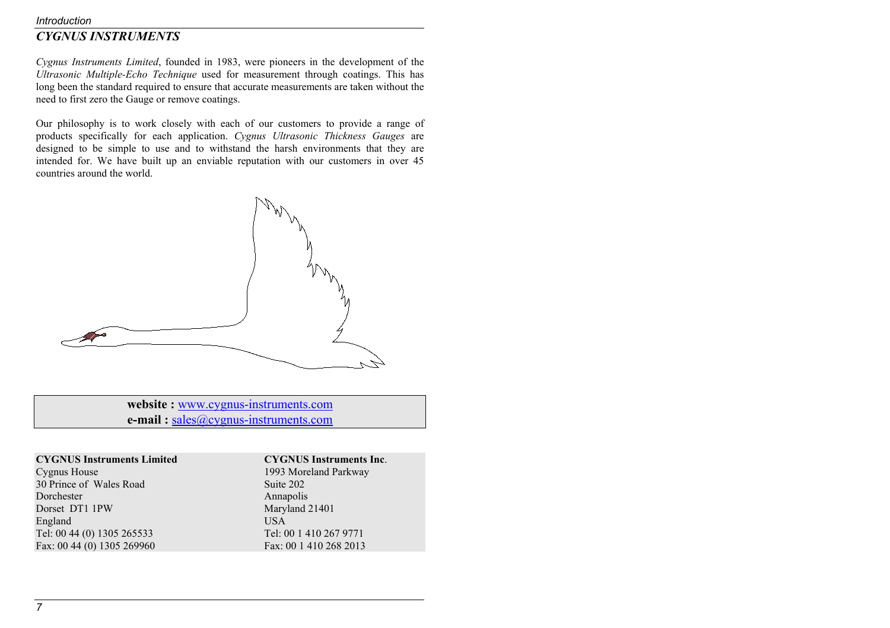## *CYGNUS INSTRUMENTS*

*Cygnus Instruments Limited*, founded in 1983, were pioneers in the development of the *Ultrasonic Multiple-Echo Technique* used for measurement through coatings. This has long been the standard required to ensure that accurate measurements are taken without the need to first zero the Gauge or remove coatings.

Our philosophy is to work closely with each of our customers to provide a range of products specifically for each application. *Cygnus Ultrasonic Thickness Gauges* are designed to be simple to use and to withstand the harsh environments that they are intended for. We have built up an enviable reputation with our customers in over 45 countries around the world.

**website :** www.cygnus-instruments.com
**e-mail :** sales@cygnus-instruments.com

**CYGNUS Instruments Limited**
Cygnus House
30 Prince of Wales Road
Dorchester
Dorset DT1 1PW
England
Tel: 00 44 (0) 1305 265533
Fax: 00 44 (0) 1305 269960

**CYGNUS Instruments Inc**.
1993 Moreland Parkway
Suite 202
Annapolis
Maryland 21401
USA
Tel: 00 1 410 267 9771
Fax: 00 1 410 268 2013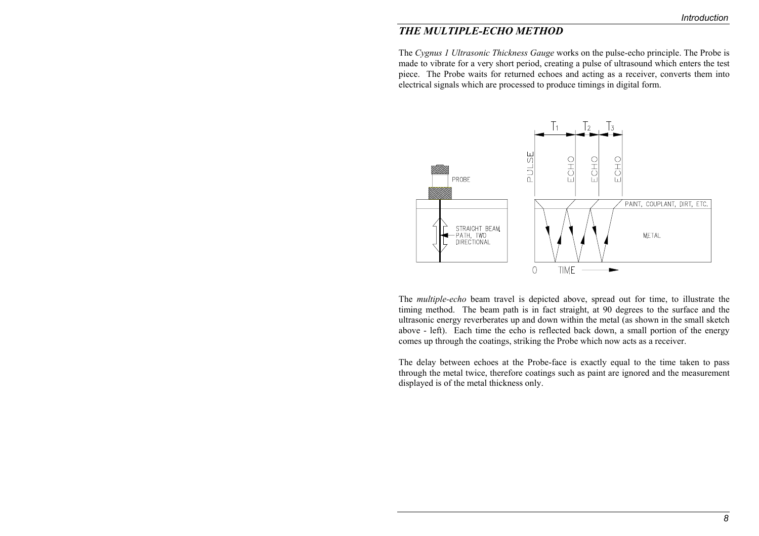## *THE MULTIPLE-ECHO METHOD*

The *Cygnus 1 Ultrasonic Thickness Gauge* works on the pulse-echo principle. The Probe is made to vibrate for a very short period, creating a pulse of ultrasound which enters the test piece. The Probe waits for returned echoes and acting as a receiver, converts them into electrical signals which are processed to produce timings in digital form.

The *multiple-echo* beam travel is depicted above, spread out for time, to illustrate the timing method. The beam path is in fact straight, at 90 degrees to the surface and the ultrasonic energy reverberates up and down within the metal (as shown in the small sketch above - left). Each time the echo is reflected back down, a small portion of the energy comes up through the coatings, striking the Probe which now acts as a receiver.

The delay between echoes at the Probe-face is exactly equal to the time taken to pass through the metal twice, therefore coatings such as paint are ignored and the measurement displayed is of the metal thickness only.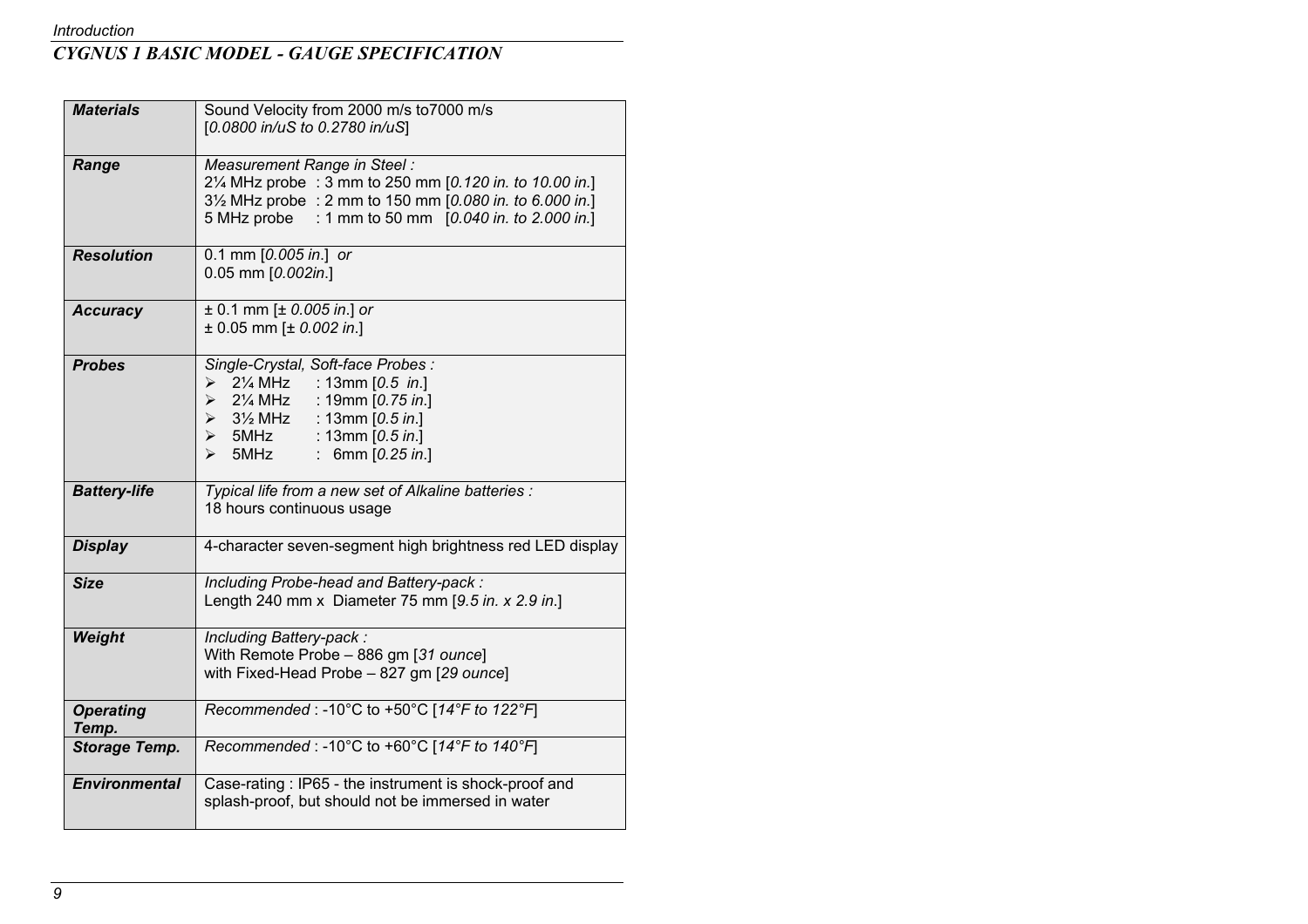## *CYGNUS 1 BASIC MODEL - GAUGE SPECIFICATION*

| | |
|---|---|
| ***Materials*** | Sound Velocity from 2000 m/s to7000 m/s<br>[*0.0800 in/uS to 0.2780 in/uS*] |
| ***Range*** | *Measurement Range in Steel :*<br>2¼ MHz probe : 3 mm to 250 mm [*0.120 in. to 10.00 in.*]<br>3½ MHz probe : 2 mm to 150 mm [*0.080 in. to 6.000 in.*]<br>5 MHz probe : 1 mm to 50 mm [*0.040 in. to 2.000 in.*] |
| ***Resolution*** | 0.1 mm [*0.005 in.*] *or*<br>0.05 mm [*0.002in.*] |
| ***Accuracy*** | ± 0.1 mm [*± 0.005 in.*] *or*<br>± 0.05 mm [*± 0.002 in.*] |
| ***Probes*** | *Single-Crystal, Soft-face Probes :*<br>➢ 2¼ MHz : 13mm [*0.5 in.*]<br>➢ 2¼ MHz : 19mm [*0.75 in.*]<br>➢ 3½ MHz : 13mm [*0.5 in.*]<br>➢ 5MHz : 13mm [*0.5 in.*]<br>➢ 5MHz : 6mm [*0.25 in.*] |
| ***Battery-life*** | *Typical life from a new set of Alkaline batteries :*<br>18 hours continuous usage |
| ***Display*** | 4-character seven-segment high brightness red LED display |
| ***Size*** | *Including Probe-head and Battery-pack :*<br>Length 240 mm x Diameter 75 mm [*9.5 in. x 2.9 in.*] |
| ***Weight*** | *Including Battery-pack :*<br>With Remote Probe – 886 gm [*31 ounce*]<br>with Fixed-Head Probe – 827 gm [*29 ounce*] |
| ***Operating Temp.*** | *Recommended* : -10°C to +50°C [*14°F to 122°F*] |
| ***Storage Temp.*** | *Recommended* : -10°C to +60°C [*14°F to 140°F*] |
| ***Environmental*** | Case-rating : IP65 - the instrument is shock-proof and splash-proof, but should not be immersed in water |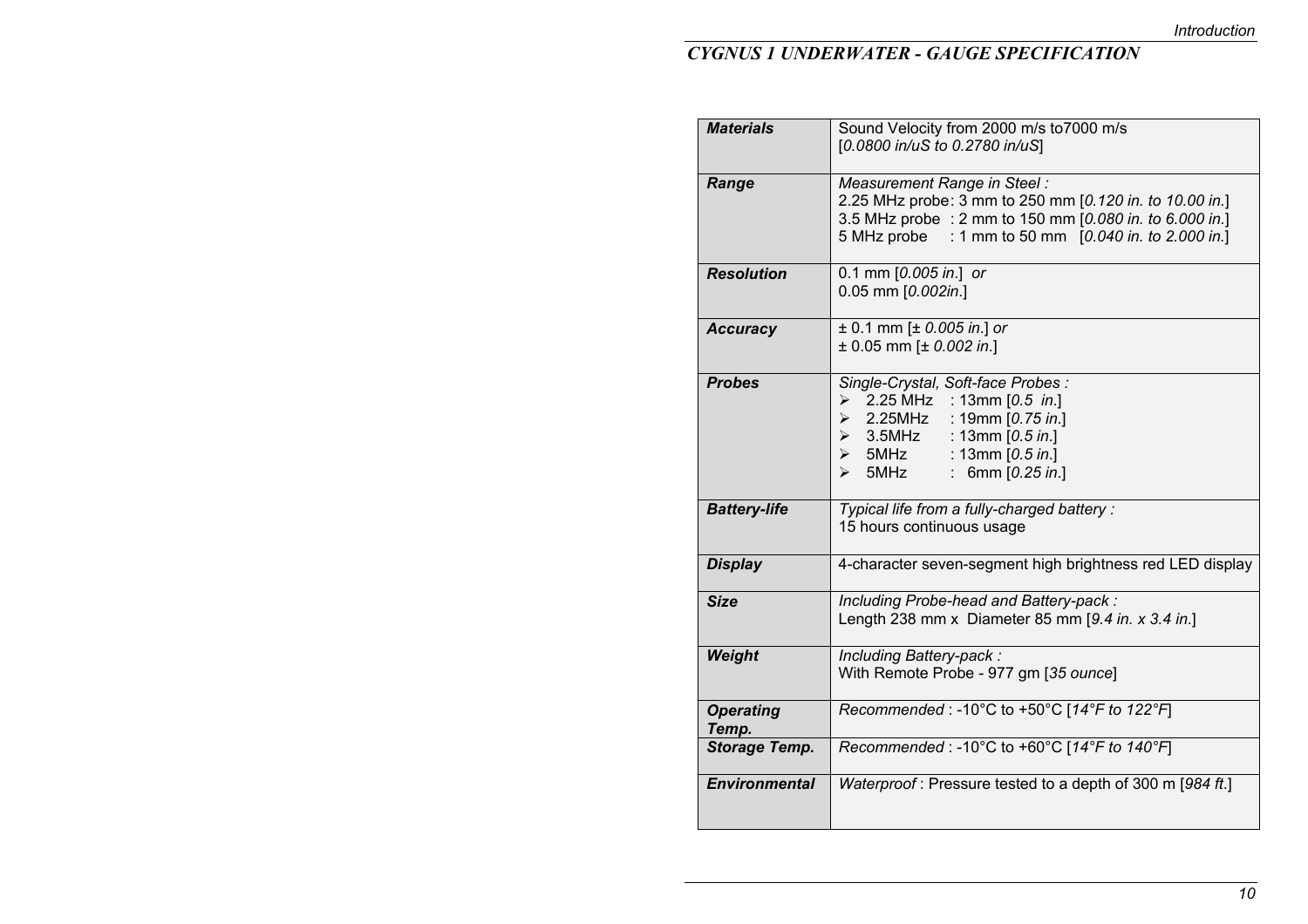## CYGNUS 1 UNDERWATER - GAUGE SPECIFICATION

| | |
|---|---|
| ***Materials*** | Sound Velocity from 2000 m/s to7000 m/s<br>[*0.0800 in/uS to 0.2780 in/uS*] |
| ***Range*** | *Measurement Range in Steel :*<br>2.25 MHz probe: 3 mm to 250 mm [*0.120 in. to 10.00 in.*]<br>3.5 MHz probe : 2 mm to 150 mm [*0.080 in. to 6.000 in.*]<br>5 MHz probe : 1 mm to 50 mm [*0.040 in. to 2.000 in.*] |
| ***Resolution*** | 0.1 mm [*0.005 in.*] *or*<br>0.05 mm [*0.002in.*] |
| ***Accuracy*** | ± 0.1 mm [*± 0.005 in.*] *or*<br>± 0.05 mm [*± 0.002 in.*] |
| ***Probes*** | *Single-Crystal, Soft-face Probes :*<br>➢ 2.25 MHz : 13mm [*0.5 in.*]<br>➢ 2.25MHz : 19mm [*0.75 in.*]<br>➢ 3.5MHz : 13mm [*0.5 in.*]<br>➢ 5MHz : 13mm [*0.5 in.*]<br>➢ 5MHz : 6mm [*0.25 in.*] |
| ***Battery-life*** | *Typical life from a fully-charged battery :*<br>15 hours continuous usage |
| ***Display*** | 4-character seven-segment high brightness red LED display |
| ***Size*** | *Including Probe-head and Battery-pack :*<br>Length 238 mm x Diameter 85 mm [*9.4 in. x 3.4 in.*] |
| ***Weight*** | *Including Battery-pack :*<br>With Remote Probe - 977 gm [*35 ounce*] |
| ***Operating Temp.*** | *Recommended* : -10°C to +50°C [*14°F to 122°F*] |
| ***Storage Temp.*** | *Recommended* : -10°C to +60°C [*14°F to 140°F*] |
| ***Environmental*** | *Waterproof* : Pressure tested to a depth of 300 m [*984 ft.*] |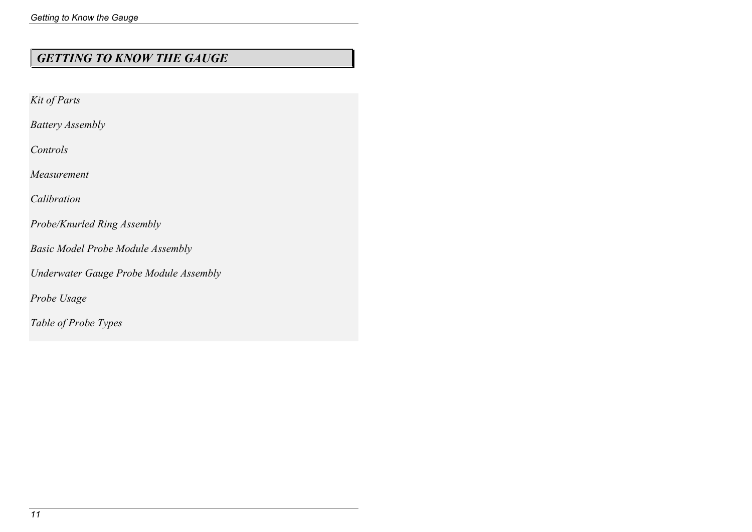# *GETTING TO KNOW THE GAUGE*

*Kit of Parts*

*Battery Assembly*

*Controls*

*Measurement*

*Calibration*

*Probe/Knurled Ring Assembly*

*Basic Model Probe Module Assembly*

*Underwater Gauge Probe Module Assembly*

*Probe Usage*

*Table of Probe Types*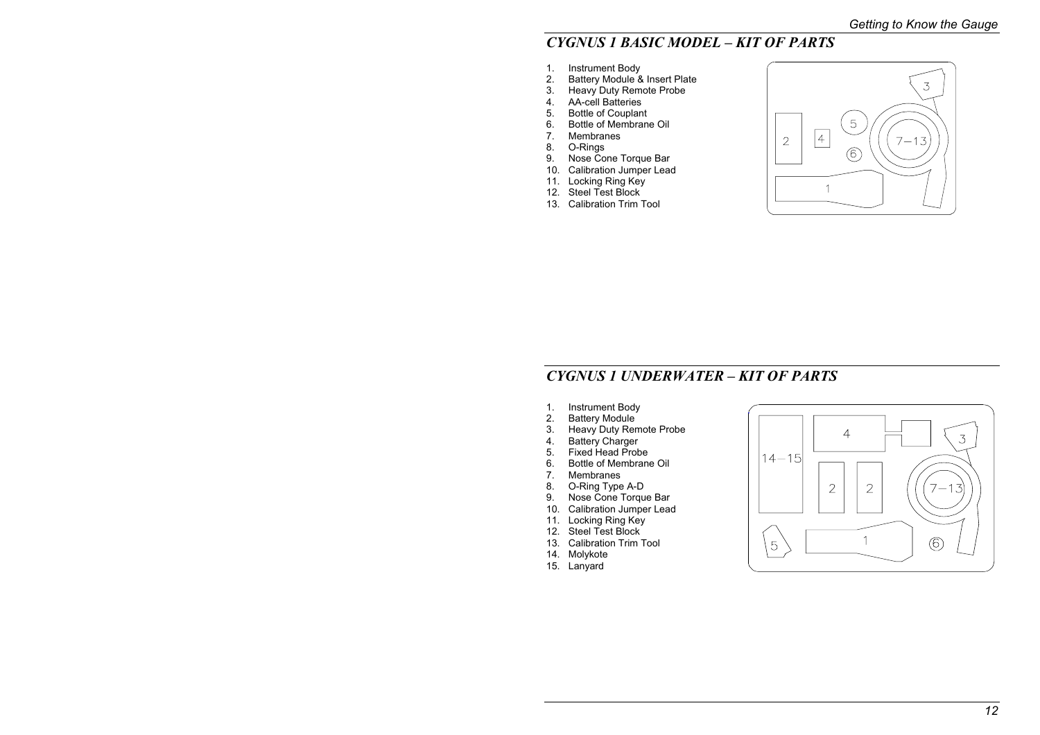## *CYGNUS 1 BASIC MODEL – KIT OF PARTS*

1. Instrument Body
2. Battery Module & Insert Plate
3. Heavy Duty Remote Probe
4. AA-cell Batteries
5. Bottle of Couplant
6. Bottle of Membrane Oil
7. Membranes
8. O-Rings
9. Nose Cone Torque Bar
10. Calibration Jumper Lead
11. Locking Ring Key
12. Steel Test Block
13. Calibration Trim Tool

## *CYGNUS 1 UNDERWATER – KIT OF PARTS*

1. Instrument Body
2. Battery Module
3. Heavy Duty Remote Probe
4. Battery Charger
5. Fixed Head Probe
6. Bottle of Membrane Oil
7. Membranes
8. O-Ring Type A-D
9. Nose Cone Torque Bar
10. Calibration Jumper Lead
11. Locking Ring Key
12. Steel Test Block
13. Calibration Trim Tool
14. Molykote
15. Lanyard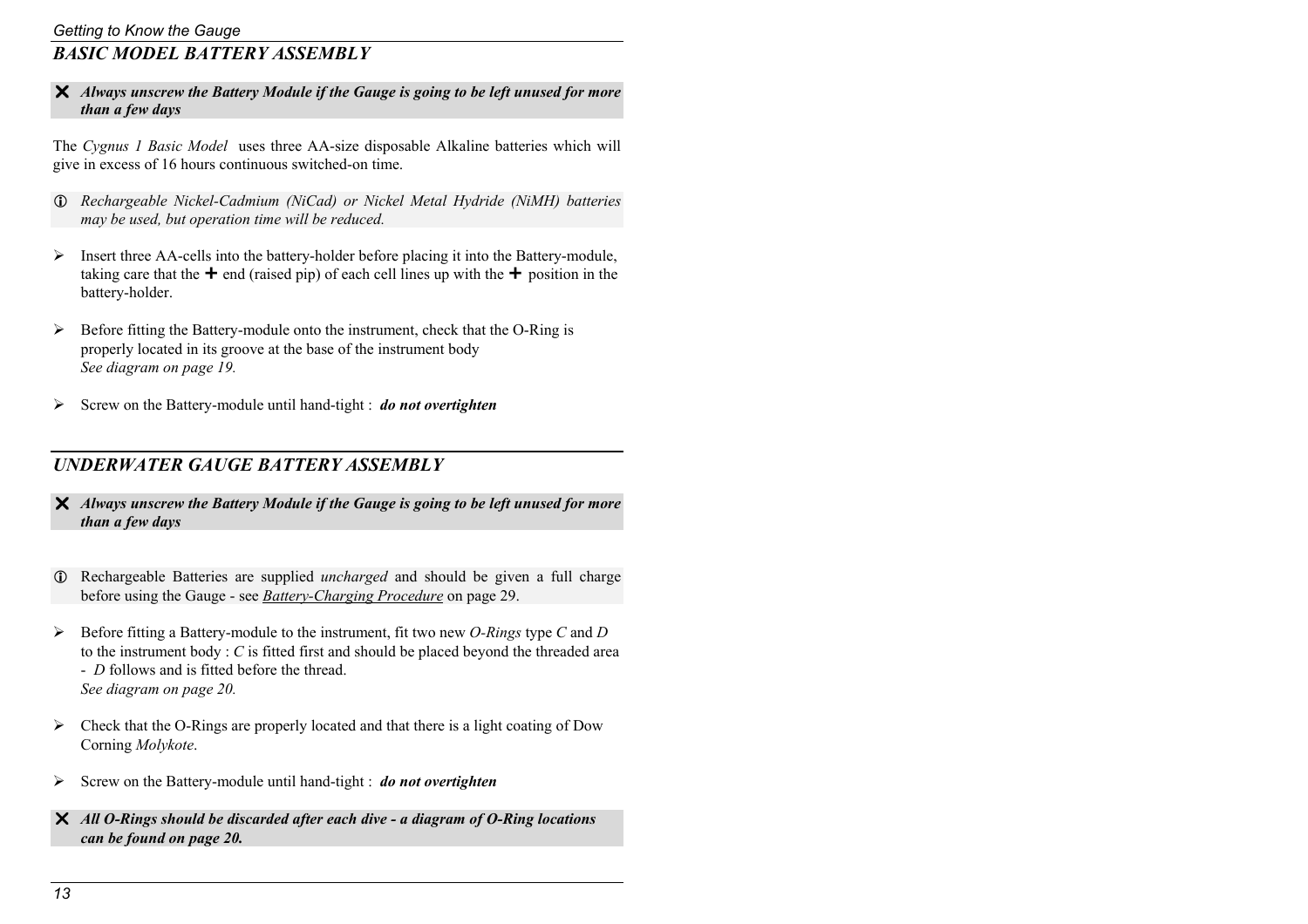## BASIC MODEL BATTERY ASSEMBLY

✗ ***Always unscrew the Battery Module if the Gauge is going to be left unused for more than a few days***

The *Cygnus 1 Basic Model* uses three AA-size disposable Alkaline batteries which will give in excess of 16 hours continuous switched-on time.

ⓘ *Rechargeable Nickel-Cadmium (NiCad) or Nickel Metal Hydride (NiMH) batteries may be used, but operation time will be reduced.*

- Insert three AA-cells into the battery-holder before placing it into the Battery-module, taking care that the + end (raised pip) of each cell lines up with the + position in the battery-holder.

- Before fitting the Battery-module onto the instrument, check that the O-Ring is properly located in its groove at the base of the instrument body
  *See diagram on page 19.*

- Screw on the Battery-module until hand-tight : ***do not overtighten***

## UNDERWATER GAUGE BATTERY ASSEMBLY

✗ ***Always unscrew the Battery Module if the Gauge is going to be left unused for more than a few days***

ⓘ Rechargeable Batteries are supplied *uncharged* and should be given a full charge before using the Gauge - see *Battery-Charging Procedure* on page 29.

- Before fitting a Battery-module to the instrument, fit two new *O-Rings* type *C* and *D* to the instrument body : *C* is fitted first and should be placed beyond the threaded area - *D* follows and is fitted before the thread.
  *See diagram on page 20.*

- Check that the O-Rings are properly located and that there is a light coating of Dow Corning *Molykote*.

- Screw on the Battery-module until hand-tight : ***do not overtighten***

✗ ***All O-Rings should be discarded after each dive - a diagram of O-Ring locations can be found on page 20.***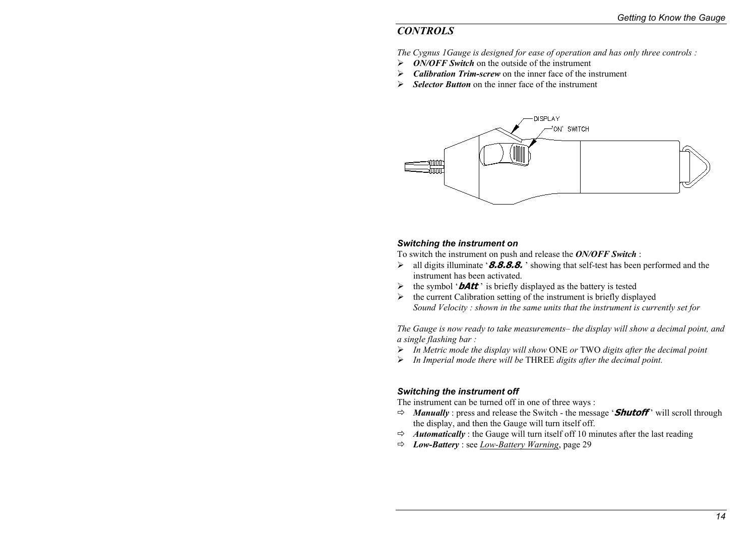## CONTROLS

*The Cygnus 1Gauge is designed for ease of operation and has only three controls :*

- ***ON/OFF Switch*** on the outside of the instrument
- ***Calibration Trim-screw*** on the inner face of the instrument
- ***Selector Button*** on the inner face of the instrument

DISPLAY

'ON' SWITCH

### *Switching the instrument on*

To switch the instrument on push and release the ***ON/OFF Switch*** :

- all digits illuminate '**8.8.8.8.** ' showing that self-test has been performed and the instrument has been activated.
- the symbol '***bAtt*** ' is briefly displayed as the battery is tested
- the current Calibration setting of the instrument is briefly displayed
  *Sound Velocity : shown in the same units that the instrument is currently set for*

*The Gauge is now ready to take measurements– the display will show a decimal point, and a single flashing bar :*

- *In Metric mode the display will show* ONE *or* TWO *digits after the decimal point*
- *In Imperial mode there will be* THREE *digits after the decimal point.*

### *Switching the instrument off*

The instrument can be turned off in one of three ways :

- ***Manually*** : press and release the Switch - the message '***Shutoff*** ' will scroll through the display, and then the Gauge will turn itself off.
- ***Automatically*** : the Gauge will turn itself off 10 minutes after the last reading
- ***Low-Battery*** : see Low-Battery Warning, page 29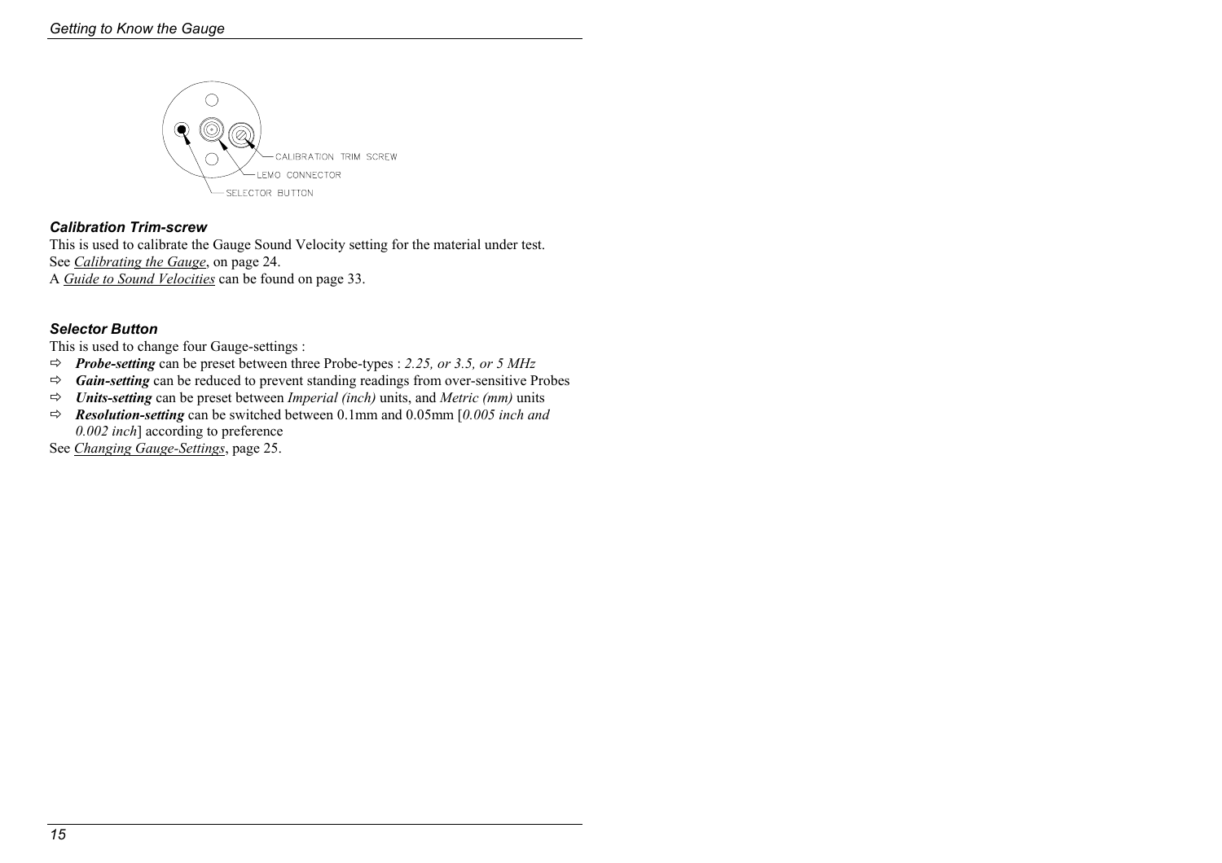CALIBRATION TRIM SCREW

LEMO CONNECTOR

SELECTOR BUTTON

### *Calibration Trim-screw*

This is used to calibrate the Gauge Sound Velocity setting for the material under test.
See *Calibrating the Gauge*, on page 24.
A *Guide to Sound Velocities* can be found on page 33.

### *Selector Button*

This is used to change four Gauge-settings :

- ⇨ ***Probe-setting*** can be preset between three Probe-types : *2.25, or 3.5, or 5 MHz*
- ⇨ ***Gain-setting*** can be reduced to prevent standing readings from over-sensitive Probes
- ⇨ ***Units-setting*** can be preset between *Imperial (inch)* units, and *Metric (mm)* units
- ⇨ ***Resolution-setting*** can be switched between 0.1mm and 0.05mm [*0.005 inch and 0.002 inch*] according to preference

See *Changing Gauge-Settings*, page 25.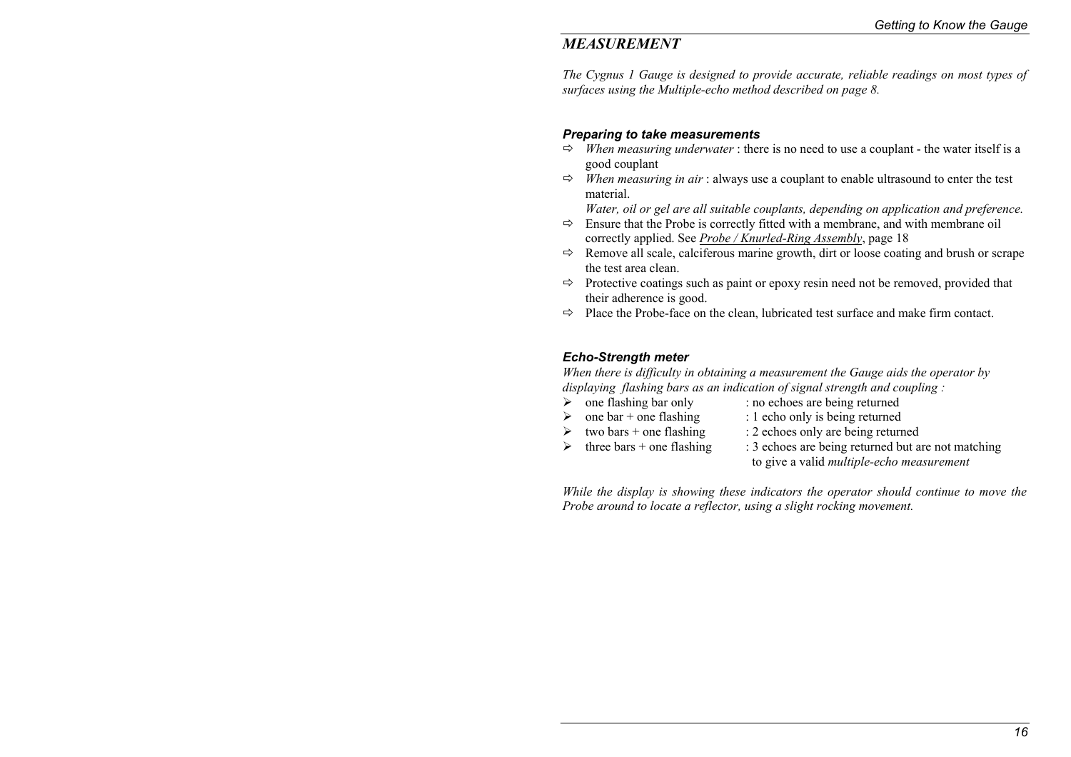## *MEASUREMENT*

*The Cygnus 1 Gauge is designed to provide accurate, reliable readings on most types of surfaces using the Multiple-echo method described on page 8.*

### ***Preparing to take measurements***

- *When measuring underwater* : there is no need to use a couplant - the water itself is a good couplant
- *When measuring in air* : always use a couplant to enable ultrasound to enter the test material.
  *Water, oil or gel are all suitable couplants, depending on application and preference.*
- Ensure that the Probe is correctly fitted with a membrane, and with membrane oil correctly applied. See *Probe / Knurled-Ring Assembly*, page 18
- Remove all scale, calciferous marine growth, dirt or loose coating and brush or scrape the test area clean.
- Protective coatings such as paint or epoxy resin need not be removed, provided that their adherence is good.
- Place the Probe-face on the clean, lubricated test surface and make firm contact.

### ***Echo-Strength meter***

*When there is difficulty in obtaining a measurement the Gauge aids the operator by displaying flashing bars as an indication of signal strength and coupling :*

- one flashing bar only : no echoes are being returned
- one bar + one flashing : 1 echo only is being returned
- two bars + one flashing : 2 echoes only are being returned
- three bars + one flashing : 3 echoes are being returned but are not matching to give a valid *multiple-echo measurement*

*While the display is showing these indicators the operator should continue to move the Probe around to locate a reflector, using a slight rocking movement.*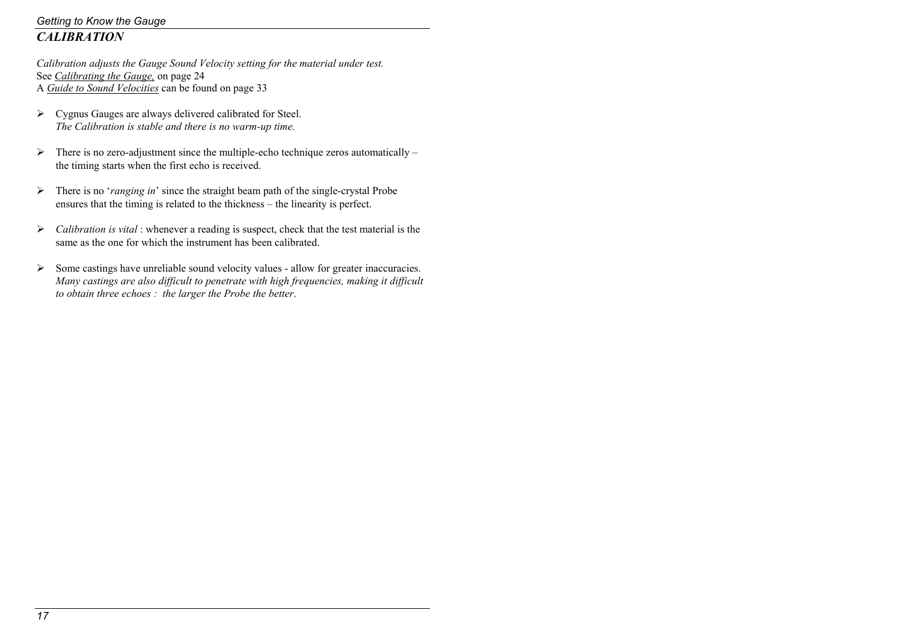## *CALIBRATION*

*Calibration adjusts the Gauge Sound Velocity setting for the material under test.*
See *Calibrating the Gauge,* on page 24
A *Guide to Sound Velocities* can be found on page 33

- Cygnus Gauges are always delivered calibrated for Steel.
  *The Calibration is stable and there is no warm-up time.*

- There is no zero-adjustment since the multiple-echo technique zeros automatically – the timing starts when the first echo is received.

- There is no '*ranging in*' since the straight beam path of the single-crystal Probe ensures that the timing is related to the thickness – the linearity is perfect.

- *Calibration is vital* : whenever a reading is suspect, check that the test material is the same as the one for which the instrument has been calibrated.

- Some castings have unreliable sound velocity values - allow for greater inaccuracies. *Many castings are also difficult to penetrate with high frequencies, making it difficult to obtain three echoes : the larger the Probe the better*.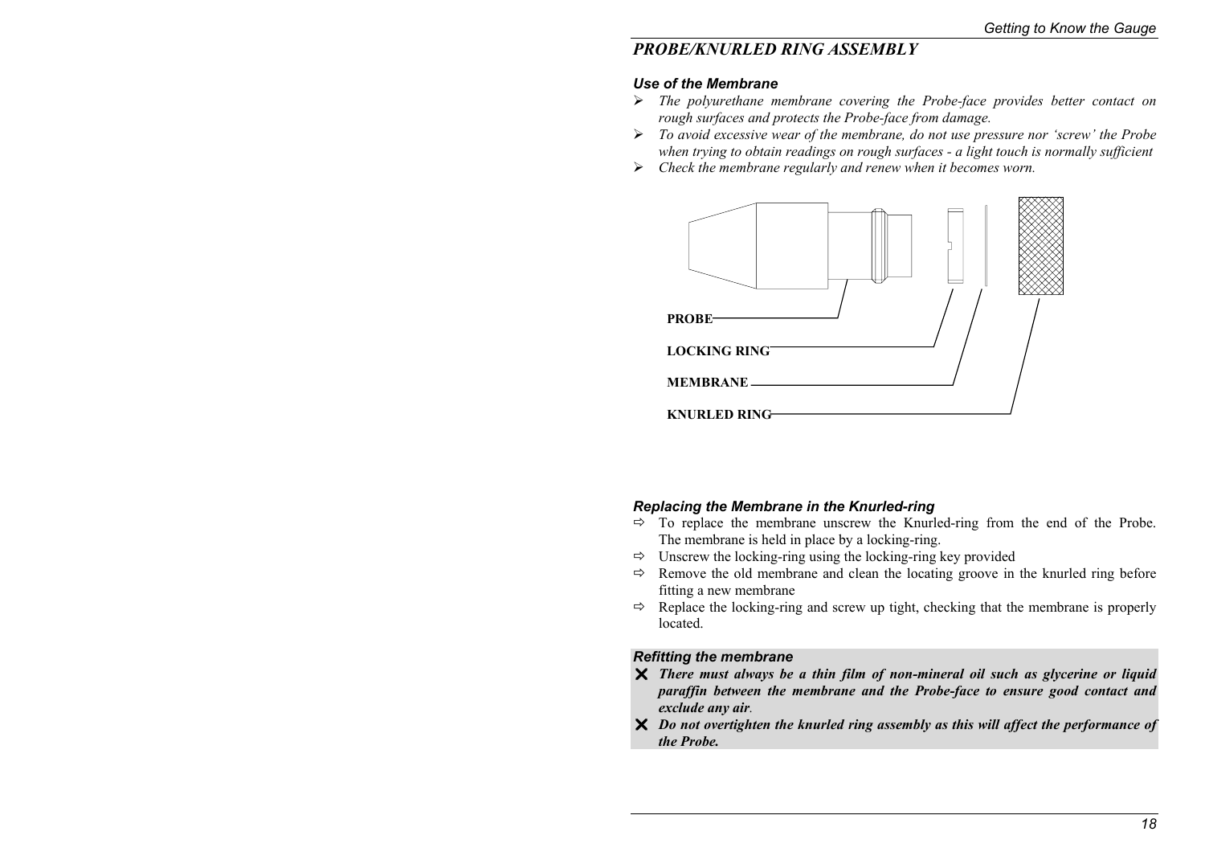## PROBE/KNURLED RING ASSEMBLY

### *Use of the Membrane*

- *The polyurethane membrane covering the Probe-face provides better contact on rough surfaces and protects the Probe-face from damage.*
- *To avoid excessive wear of the membrane, do not use pressure nor 'screw' the Probe when trying to obtain readings on rough surfaces - a light touch is normally sufficient*
- *Check the membrane regularly and renew when it becomes worn.*

PROBE

LOCKING RING

MEMBRANE

KNURLED RING

### *Replacing the Membrane in the Knurled-ring*

- To replace the membrane unscrew the Knurled-ring from the end of the Probe. The membrane is held in place by a locking-ring.
- Unscrew the locking-ring using the locking-ring key provided
- Remove the old membrane and clean the locating groove in the knurled ring before fitting a new membrane
- Replace the locking-ring and screw up tight, checking that the membrane is properly located.

### *Refitting the membrane*

- ***There must always be a thin film of non-mineral oil such as glycerine or liquid paraffin between the membrane and the Probe-face to ensure good contact and exclude any air.***
- ***Do not overtighten the knurled ring assembly as this will affect the performance of the Probe.***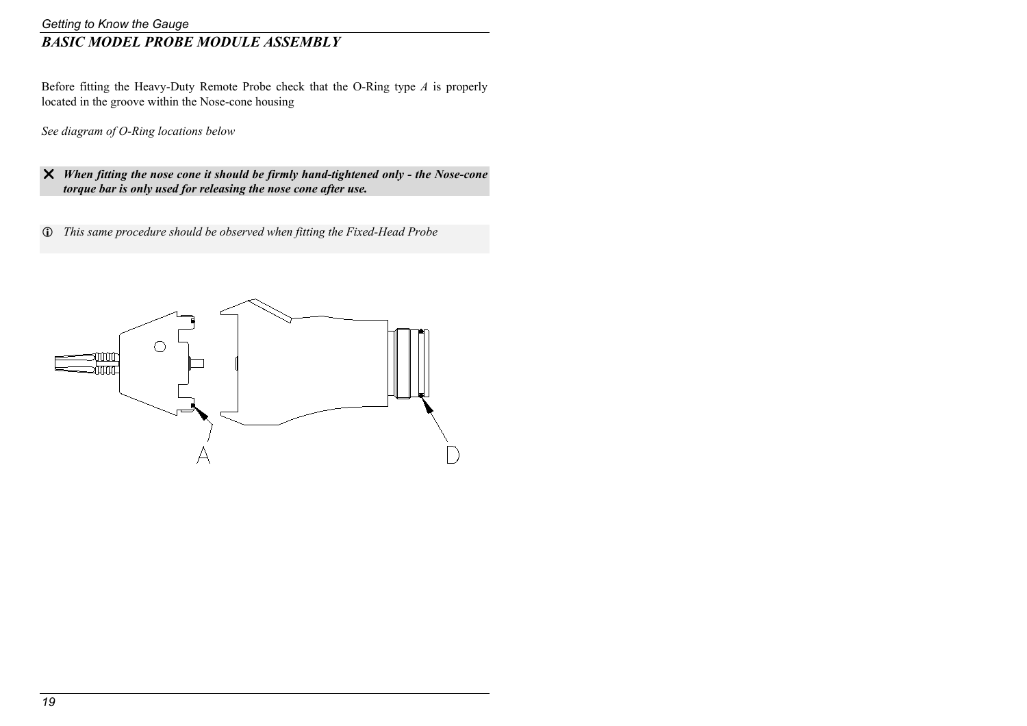## *BASIC MODEL PROBE MODULE ASSEMBLY*

Before fitting the Heavy-Duty Remote Probe check that the O-Ring type *A* is properly located in the groove within the Nose-cone housing

*See diagram of O-Ring locations below*

✕ ***When fitting the nose cone it should be firmly hand-tightened only - the Nose-cone torque bar is only used for releasing the nose cone after use.***

ⓘ *This same procedure should be observed when fitting the Fixed-Head Probe*

A

D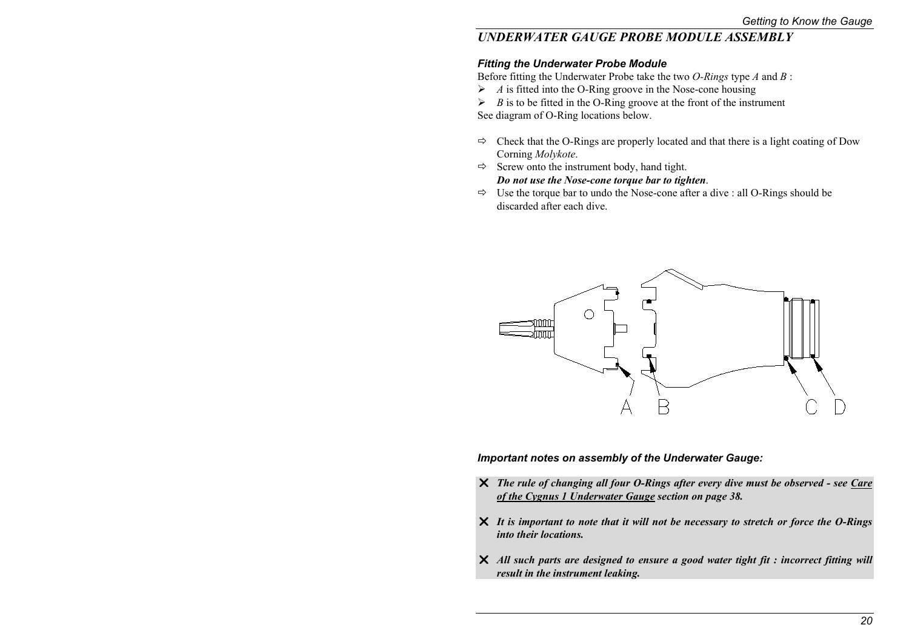## UNDERWATER GAUGE PROBE MODULE ASSEMBLY

### Fitting the Underwater Probe Module

Before fitting the Underwater Probe take the two *O-Rings* type *A* and *B* :

- *A* is fitted into the O-Ring groove in the Nose-cone housing
- *B* is to be fitted in the O-Ring groove at the front of the instrument

See diagram of O-Ring locations below.

- ⇨ Check that the O-Rings are properly located and that there is a light coating of Dow Corning *Molykote*.
- ⇨ Screw onto the instrument body, hand tight.
  ***Do not use the Nose-cone torque bar to tighten***.
- ⇨ Use the torque bar to undo the Nose-cone after a dive : all O-Rings should be discarded after each dive.

A B C D

### Important notes on assembly of the Underwater Gauge:

- ✗ ***The rule of changing all four O-Rings after every dive must be observed - see Care of the Cygnus 1 Underwater Gauge section on page 38.***
- ✗ ***It is important to note that it will not be necessary to stretch or force the O-Rings into their locations.***
- ✗ ***All such parts are designed to ensure a good water tight fit : incorrect fitting will result in the instrument leaking.***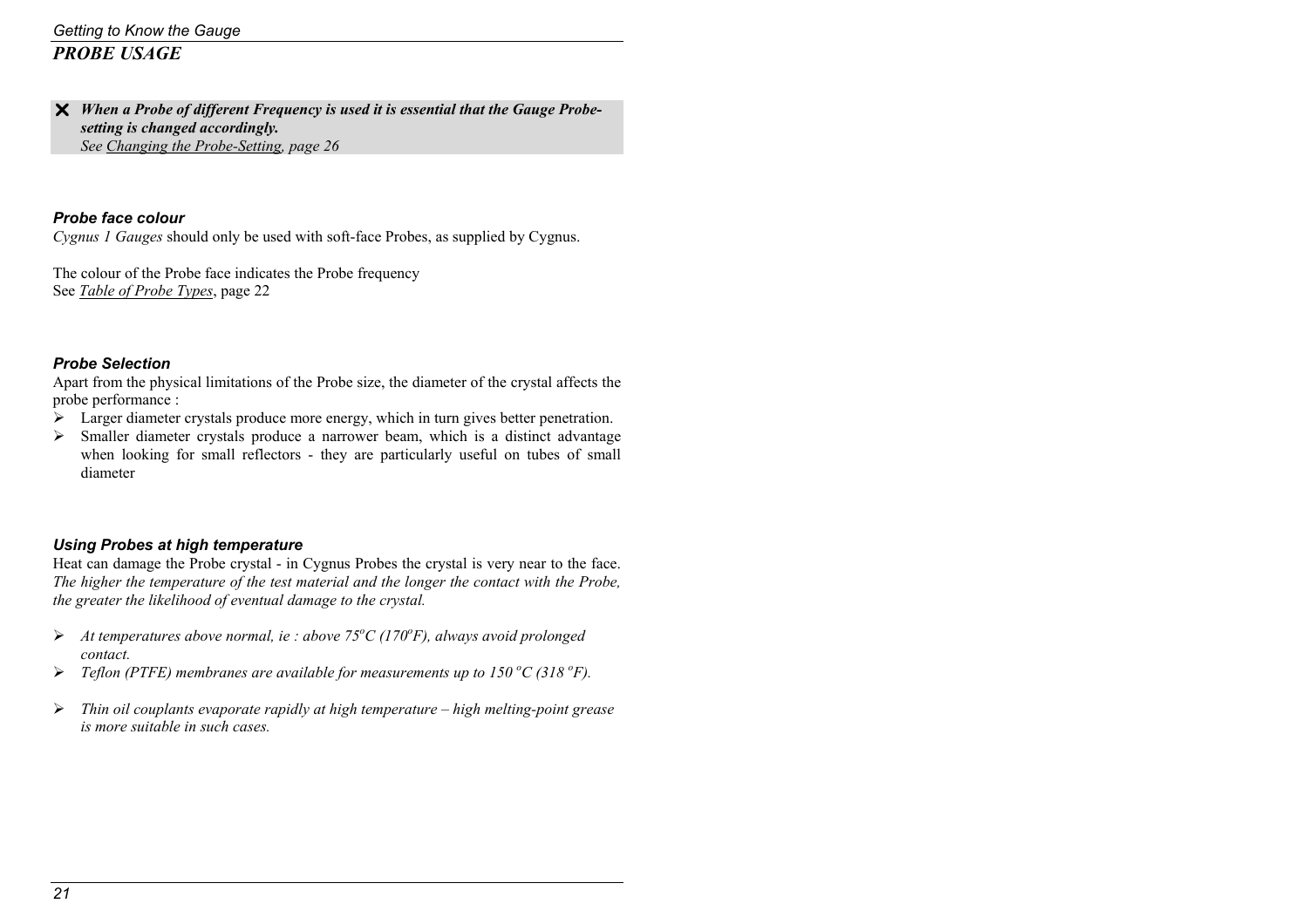## PROBE USAGE

> ✘ ***When a Probe of different Frequency is used it is essential that the Gauge Probe-setting is changed accordingly.***
> *See Changing the Probe-Setting, page 26*

### *Probe face colour*

*Cygnus 1 Gauges* should only be used with soft-face Probes, as supplied by Cygnus.

The colour of the Probe face indicates the Probe frequency
See *Table of Probe Types*, page 22

### *Probe Selection*

Apart from the physical limitations of the Probe size, the diameter of the crystal affects the probe performance :

- Larger diameter crystals produce more energy, which in turn gives better penetration.
- Smaller diameter crystals produce a narrower beam, which is a distinct advantage when looking for small reflectors - they are particularly useful on tubes of small diameter

### *Using Probes at high temperature*

Heat can damage the Probe crystal - in Cygnus Probes the crystal is very near to the face. *The higher the temperature of the test material and the longer the contact with the Probe, the greater the likelihood of eventual damage to the crystal.*

- *At temperatures above normal, ie : above 75°C (170°F), always avoid prolonged contact.*
- *Teflon (PTFE) membranes are available for measurements up to 150 °C (318 °F).*
- *Thin oil couplants evaporate rapidly at high temperature – high melting-point grease is more suitable in such cases.*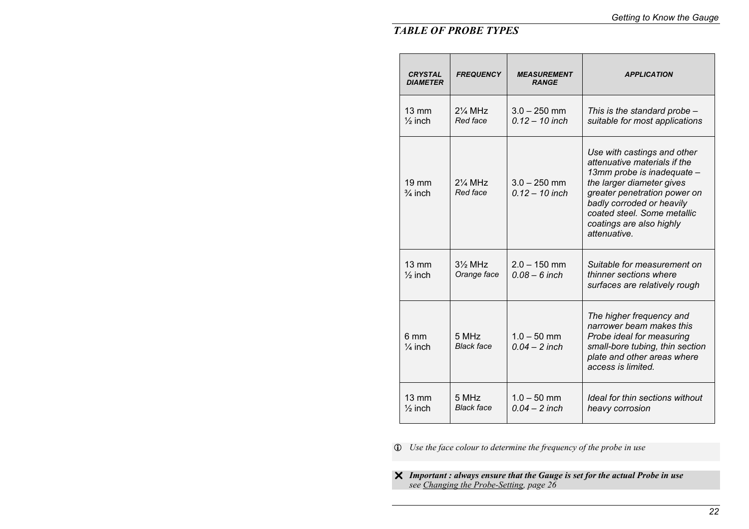## *TABLE OF PROBE TYPES*

| *CRYSTAL DIAMETER* | *FREQUENCY* | *MEASUREMENT RANGE* | *APPLICATION* |
|---|---|---|---|
| 13 mm<br>½ inch | 2¼ MHz<br>*Red face* | 3.0 – 250 mm<br>*0.12 – 10 inch* | *This is the standard probe – suitable for most applications* |
| 19 mm<br>¾ inch | 2¼ MHz<br>*Red face* | 3.0 – 250 mm<br>*0.12 – 10 inch* | *Use with castings and other attenuative materials if the 13mm probe is inadequate – the larger diameter gives greater penetration power on badly corroded or heavily coated steel. Some metallic coatings are also highly attenuative.* |
| 13 mm<br>½ inch | 3½ MHz<br>*Orange face* | 2.0 – 150 mm<br>*0.08 – 6 inch* | *Suitable for measurement on thinner sections where surfaces are relatively rough* |
| 6 mm<br>¼ inch | 5 MHz<br>*Black face* | 1.0 – 50 mm<br>*0.04 – 2 inch* | *The higher frequency and narrower beam makes this Probe ideal for measuring small-bore tubing, thin section plate and other areas where access is limited.* |
| 13 mm<br>½ inch | 5 MHz<br>*Black face* | 1.0 – 50 mm<br>*0.04 – 2 inch* | *Ideal for thin sections without heavy corrosion* |

ⓘ *Use the face colour to determine the frequency of the probe in use*

✖ ***Important : always ensure that the Gauge is set for the actual Probe in use***
*see Changing the Probe-Setting, page 26*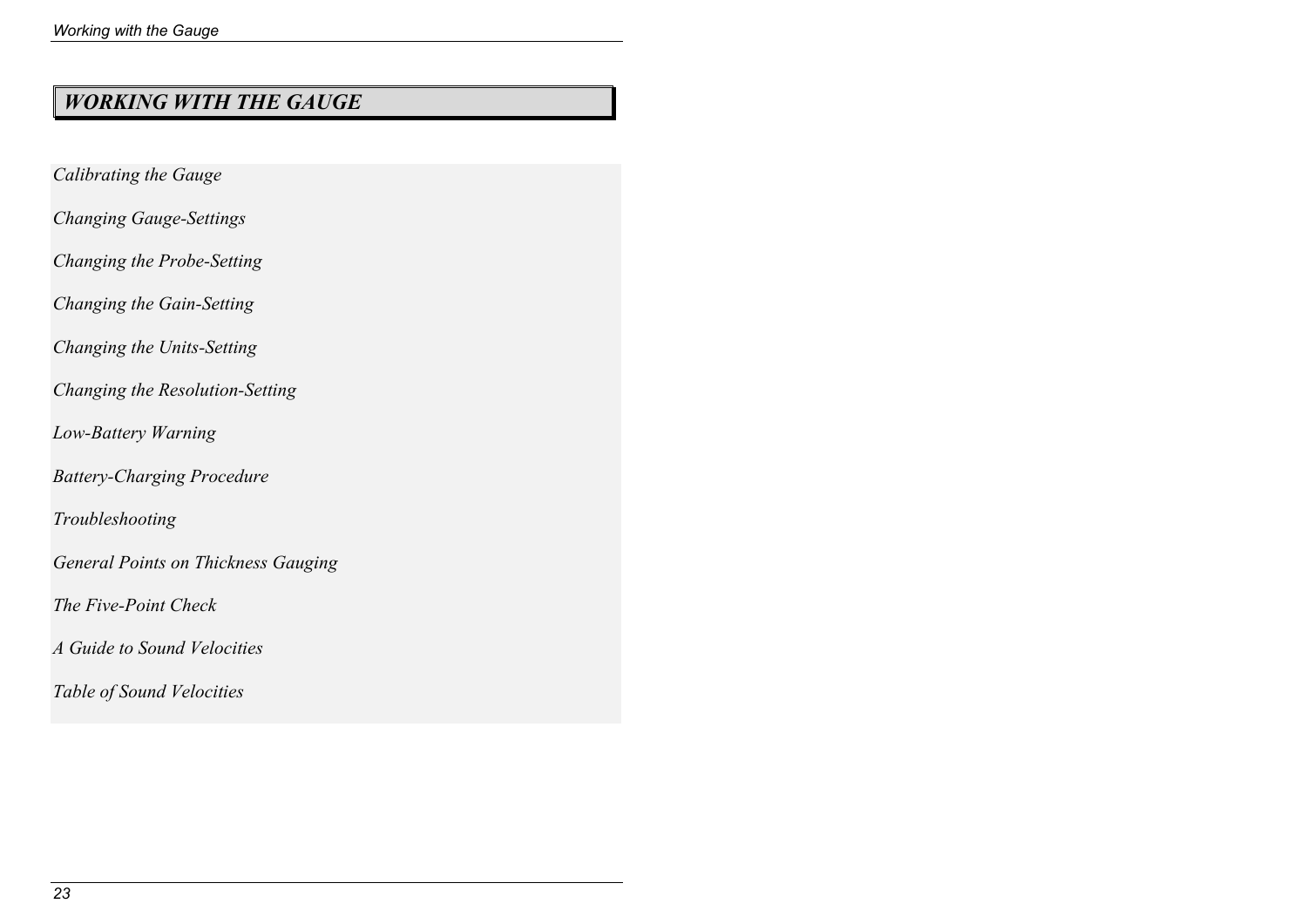# *WORKING WITH THE GAUGE*

*Calibrating the Gauge*

*Changing Gauge-Settings*

*Changing the Probe-Setting*

*Changing the Gain-Setting*

*Changing the Units-Setting*

*Changing the Resolution-Setting*

*Low-Battery Warning*

*Battery-Charging Procedure*

*Troubleshooting*

*General Points on Thickness Gauging*

*The Five-Point Check*

*A Guide to Sound Velocities*

*Table of Sound Velocities*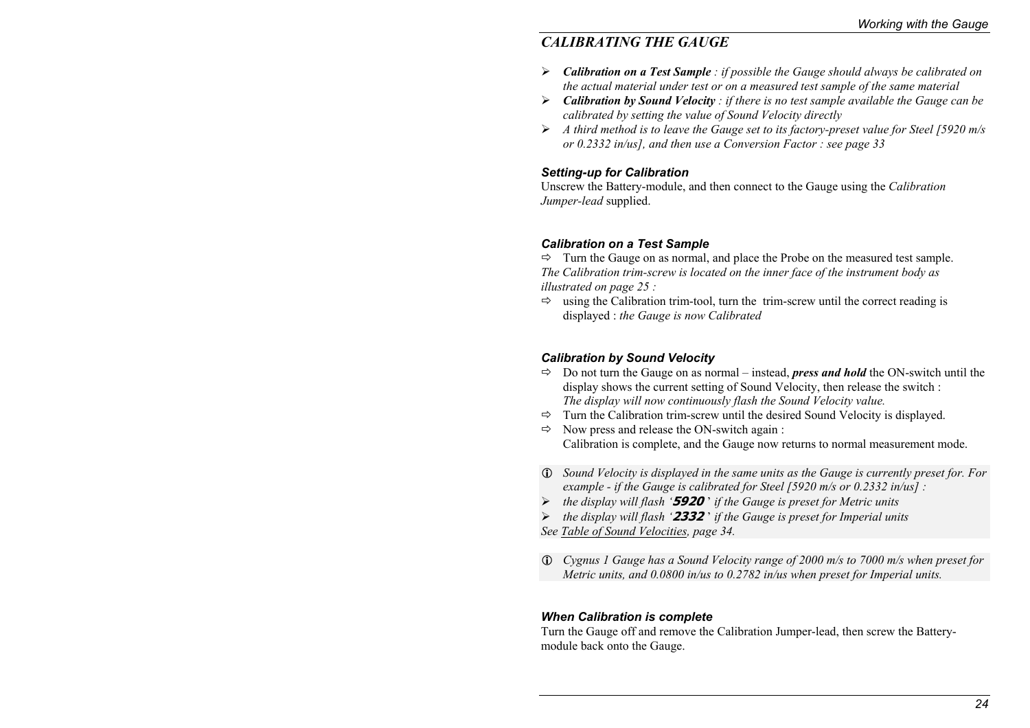## *CALIBRATING THE GAUGE*

- ***Calibration on a Test Sample** : if possible the Gauge should always be calibrated on the actual material under test or on a measured test sample of the same material*
- ***Calibration by Sound Velocity** : if there is no test sample available the Gauge can be calibrated by setting the value of Sound Velocity directly*
- *A third method is to leave the Gauge set to its factory-preset value for Steel [5920 m/s or 0.2332 in/us], and then use a Conversion Factor : see page 33*

### *Setting-up for Calibration*

Unscrew the Battery-module, and then connect to the Gauge using the *Calibration Jumper-lead* supplied.

### *Calibration on a Test Sample*

⇨ Turn the Gauge on as normal, and place the Probe on the measured test sample.

*The Calibration trim-screw is located on the inner face of the instrument body as illustrated on page 25 :*

⇨ using the Calibration trim-tool, turn the trim-screw until the correct reading is displayed : *the Gauge is now Calibrated*

### *Calibration by Sound Velocity*

⇨ Do not turn the Gauge on as normal – instead, ***press and hold*** the ON-switch until the display shows the current setting of Sound Velocity, then release the switch :
*The display will now continuously flash the Sound Velocity value.*

⇨ Turn the Calibration trim-screw until the desired Sound Velocity is displayed.

⇨ Now press and release the ON-switch again :
Calibration is complete, and the Gauge now returns to normal measurement mode.

ⓘ *Sound Velocity is displayed in the same units as the Gauge is currently preset for. For example - if the Gauge is calibrated for Steel [5920 m/s or 0.2332 in/us] :*

- *the display will flash '**5920**' if the Gauge is preset for Metric units*
- *the display will flash '**2332**' if the Gauge is preset for Imperial units*

*See Table of Sound Velocities, page 34.*

ⓘ *Cygnus 1 Gauge has a Sound Velocity range of 2000 m/s to 7000 m/s when preset for Metric units, and 0.0800 in/us to 0.2782 in/us when preset for Imperial units.*

### *When Calibration is complete*

Turn the Gauge off and remove the Calibration Jumper-lead, then screw the Battery-module back onto the Gauge.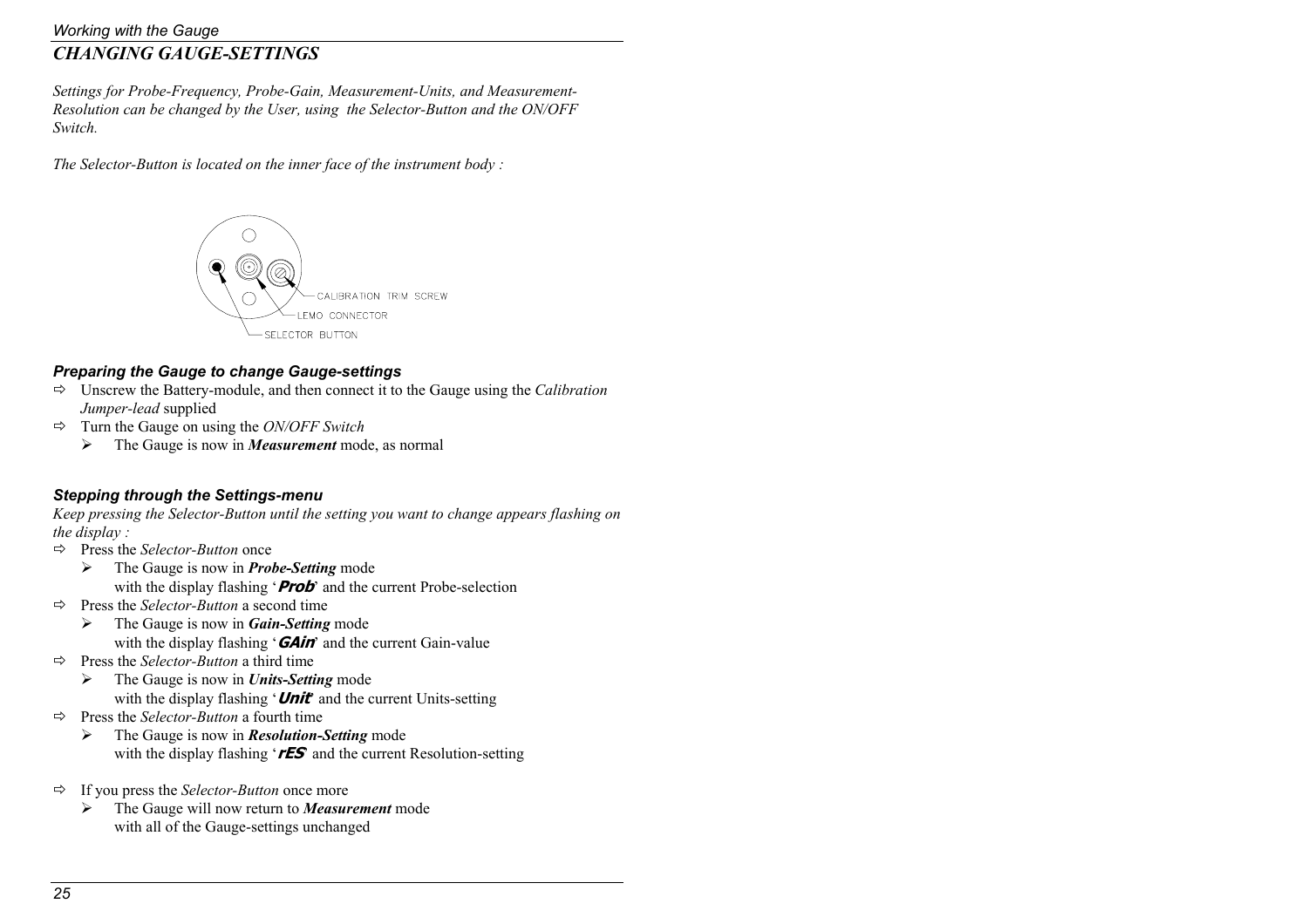## CHANGING GAUGE-SETTINGS

*Settings for Probe-Frequency, Probe-Gain, Measurement-Units, and Measurement-Resolution can be changed by the User, using the Selector-Button and the ON/OFF Switch.*

*The Selector-Button is located on the inner face of the instrument body :*

CALIBRATION TRIM SCREW
LEMO CONNECTOR
SELECTOR BUTTON

### *Preparing the Gauge to change Gauge-settings*

⇨ Unscrew the Battery-module, and then connect it to the Gauge using the *Calibration Jumper-lead* supplied

⇨ Turn the Gauge on using the *ON/OFF Switch*

- The Gauge is now in ***Measurement*** mode, as normal

### *Stepping through the Settings-menu*

*Keep pressing the Selector-Button until the setting you want to change appears flashing on the display :*

⇨ Press the *Selector-Button* once

- The Gauge is now in ***Probe-Setting*** mode
  with the display flashing '***Prob***' and the current Probe-selection

⇨ Press the *Selector-Button* a second time

- The Gauge is now in ***Gain-Setting*** mode
  with the display flashing '***GAin***' and the current Gain-value

⇨ Press the *Selector-Button* a third time

- The Gauge is now in ***Units-Setting*** mode
  with the display flashing '***Unit***' and the current Units-setting

⇨ Press the *Selector-Button* a fourth time

- The Gauge is now in ***Resolution-Setting*** mode
  with the display flashing '***rES***' and the current Resolution-setting

⇨ If you press the *Selector-Button* once more

- The Gauge will now return to ***Measurement*** mode
  with all of the Gauge-settings unchanged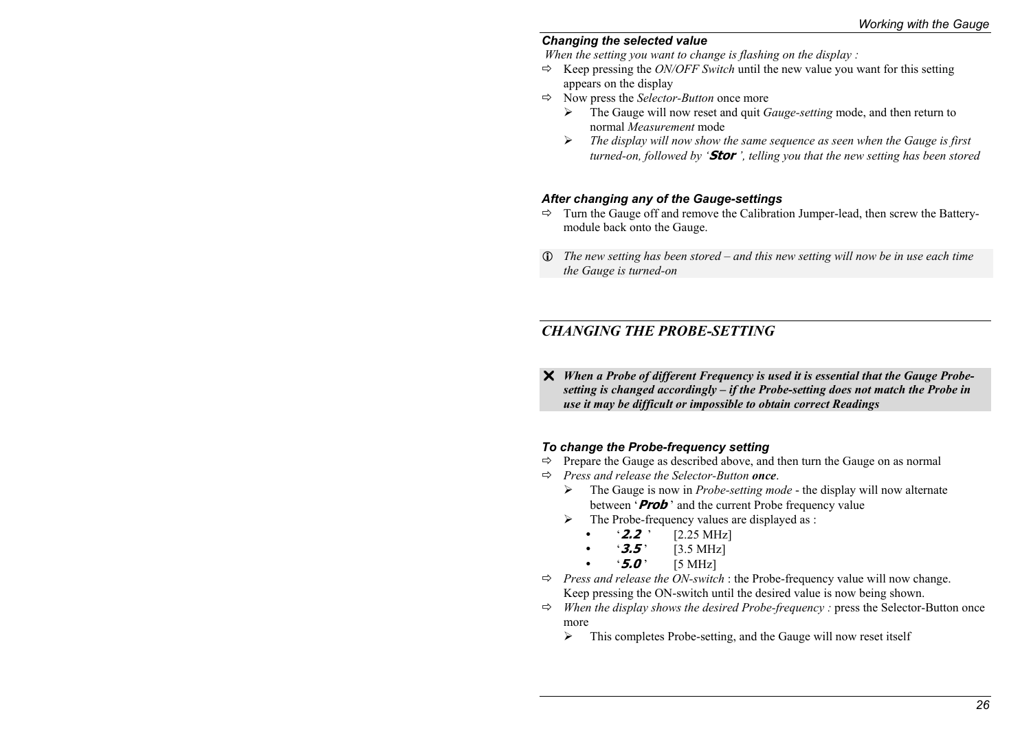### *Changing the selected value*

*When the setting you want to change is flashing on the display :*

⇨ Keep pressing the *ON/OFF Switch* until the new value you want for this setting appears on the display

⇨ Now press the *Selector-Button* once more

- ➢ The Gauge will now reset and quit *Gauge-setting* mode, and then return to normal *Measurement* mode
- ➢ *The display will now show the same sequence as seen when the Gauge is first turned-on, followed by '**Stor**', telling you that the new setting has been stored*

### *After changing any of the Gauge-settings*

⇨ Turn the Gauge off and remove the Calibration Jumper-lead, then screw the Battery-module back onto the Gauge.

ⓘ *The new setting has been stored – and this new setting will now be in use each time the Gauge is turned-on*

## *CHANGING THE PROBE-SETTING*

✖ ***When a Probe of different Frequency is used it is essential that the Gauge Probe-setting is changed accordingly – if the Probe-setting does not match the Probe in use it may be difficult or impossible to obtain correct Readings***

### *To change the Probe-frequency setting*

⇨ Prepare the Gauge as described above, and then turn the Gauge on as normal

⇨ *Press and release the Selector-Button **once**.*

- ➢ The Gauge is now in *Probe-setting mode* - the display will now alternate between '***Prob***' and the current Probe frequency value
- ➢ The Probe-frequency values are displayed as :
  - '***2.2***' [2.25 MHz]
  - '***3.5***' [3.5 MHz]
  - '***5.0***' [5 MHz]

⇨ *Press and release the ON-switch* : the Probe-frequency value will now change. Keep pressing the ON-switch until the desired value is now being shown.

⇨ *When the display shows the desired Probe-frequency :* press the Selector-Button once more

- ➢ This completes Probe-setting, and the Gauge will now reset itself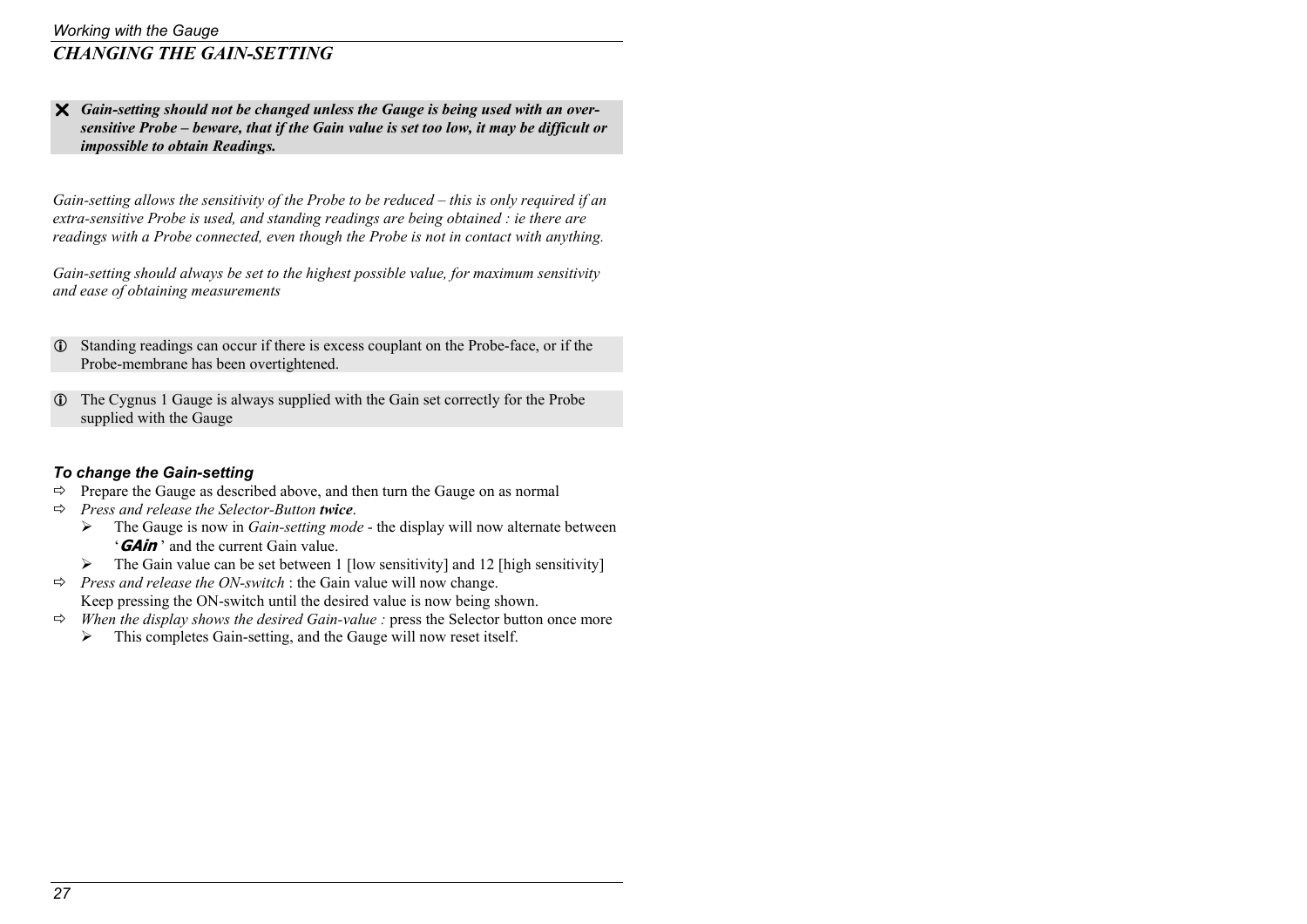## *CHANGING THE GAIN-SETTING*

✗ ***Gain-setting should not be changed unless the Gauge is being used with an over-sensitive Probe – beware, that if the Gain value is set too low, it may be difficult or impossible to obtain Readings.***

*Gain-setting allows the sensitivity of the Probe to be reduced – this is only required if an extra-sensitive Probe is used, and standing readings are being obtained : ie there are readings with a Probe connected, even though the Probe is not in contact with anything.*

*Gain-setting should always be set to the highest possible value, for maximum sensitivity and ease of obtaining measurements*

ⓘ Standing readings can occur if there is excess couplant on the Probe-face, or if the Probe-membrane has been overtightened.

ⓘ The Cygnus 1 Gauge is always supplied with the Gain set correctly for the Probe supplied with the Gauge

### *To change the Gain-setting*

⇨ Prepare the Gauge as described above, and then turn the Gauge on as normal

⇨ *Press and release the Selector-Button **twice**.*
   - The Gauge is now in *Gain-setting mode* - the display will now alternate between '***GAin***' and the current Gain value.
   - The Gain value can be set between 1 [low sensitivity] and 12 [high sensitivity]

⇨ *Press and release the ON-switch* : the Gain value will now change. Keep pressing the ON-switch until the desired value is now being shown.

⇨ *When the display shows the desired Gain-value :* press the Selector button once more
   - This completes Gain-setting, and the Gauge will now reset itself.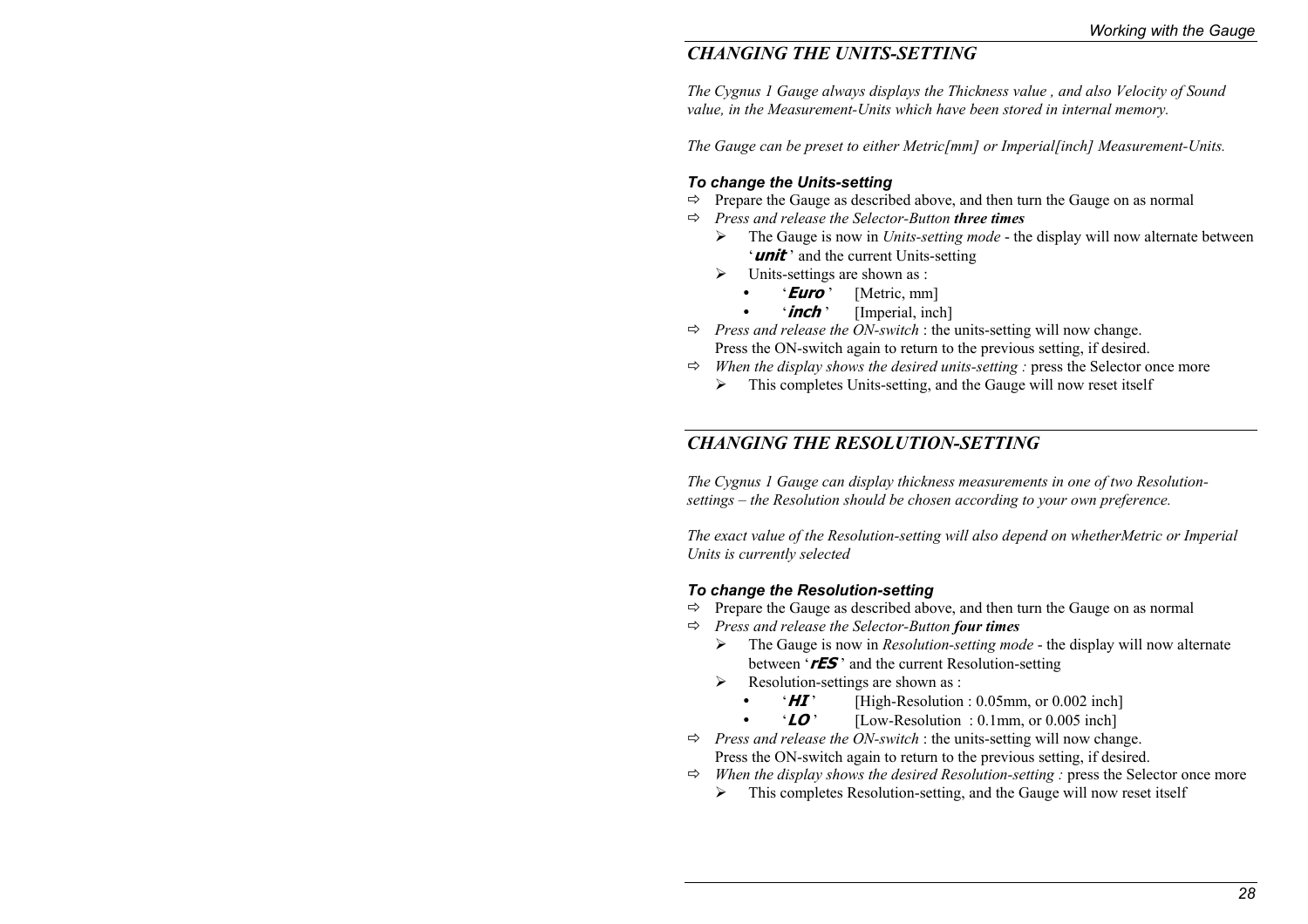## *CHANGING THE UNITS-SETTING*

*The Cygnus 1 Gauge always displays the Thickness value , and also Velocity of Sound value, in the Measurement-Units which have been stored in internal memory.*

*The Gauge can be preset to either Metric[mm] or Imperial[inch] Measurement-Units.*

***To change the Units-setting***

- ⇨ Prepare the Gauge as described above, and then turn the Gauge on as normal
- ⇨ *Press and release the Selector-Button* ***three times***
  - ➢ The Gauge is now in *Units-setting mode* - the display will now alternate between '***unit***' and the current Units-setting
  - ➢ Units-settings are shown as :
    - '***Euro***' [Metric, mm]
    - '***inch***' [Imperial, inch]
- ⇨ *Press and release the ON-switch* : the units-setting will now change.
  Press the ON-switch again to return to the previous setting, if desired.
- ⇨ *When the display shows the desired units-setting :* press the Selector once more
  - ➢ This completes Units-setting, and the Gauge will now reset itself

## *CHANGING THE RESOLUTION-SETTING*

*The Cygnus 1 Gauge can display thickness measurements in one of two Resolution-settings – the Resolution should be chosen according to your own preference.*

*The exact value of the Resolution-setting will also depend on whetherMetric or Imperial Units is currently selected*

***To change the Resolution-setting***

- ⇨ Prepare the Gauge as described above, and then turn the Gauge on as normal
- ⇨ *Press and release the Selector-Button* ***four times***
  - ➢ The Gauge is now in *Resolution-setting mode* - the display will now alternate between '***rES***' and the current Resolution-setting
  - ➢ Resolution-settings are shown as :
    - '***HI***' [High-Resolution : 0.05mm, or 0.002 inch]
    - '***LO***' [Low-Resolution : 0.1mm, or 0.005 inch]
- ⇨ *Press and release the ON-switch* : the units-setting will now change.
  Press the ON-switch again to return to the previous setting, if desired.
- ⇨ *When the display shows the desired Resolution-setting :* press the Selector once more
  - ➢ This completes Resolution-setting, and the Gauge will now reset itself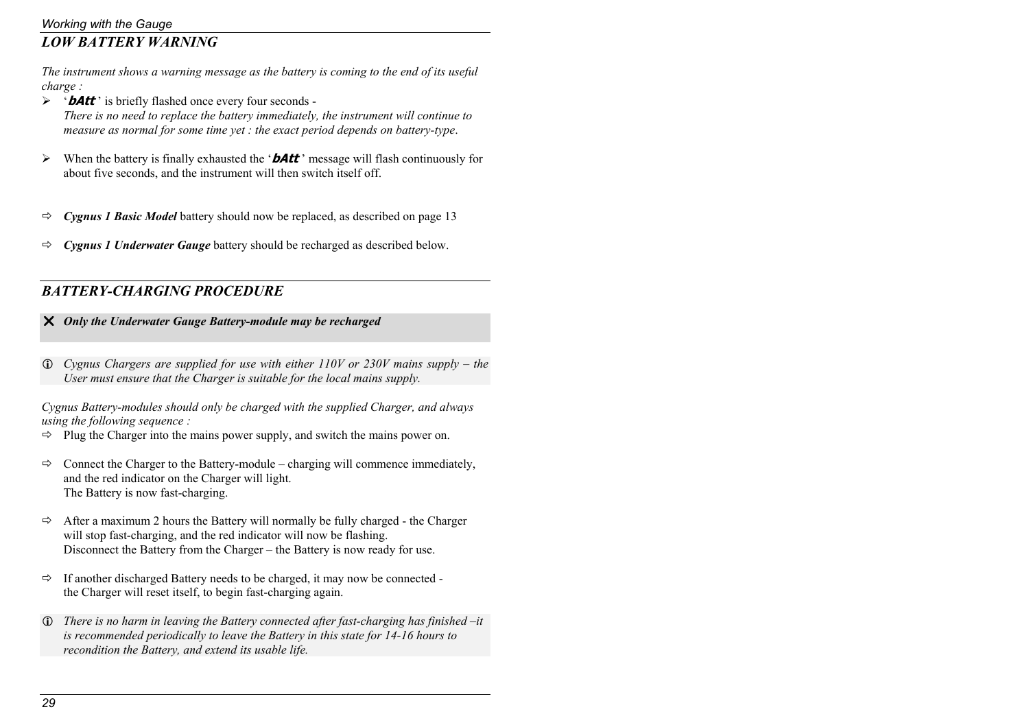## *LOW BATTERY WARNING*

*The instrument shows a warning message as the battery is coming to the end of its useful charge :*

- '**bAtt**' is briefly flashed once every four seconds -
  *There is no need to replace the battery immediately, the instrument will continue to measure as normal for some time yet : the exact period depends on battery-type*.

- When the battery is finally exhausted the '**bAtt**' message will flash continuously for about five seconds, and the instrument will then switch itself off.

⇨ ***Cygnus 1 Basic Model*** battery should now be replaced, as described on page 13

⇨ ***Cygnus 1 Underwater Gauge*** battery should be recharged as described below.

## *BATTERY-CHARGING PROCEDURE*

✕ ***Only the Underwater Gauge Battery-module may be recharged***

ⓘ *Cygnus Chargers are supplied for use with either 110V or 230V mains supply – the User must ensure that the Charger is suitable for the local mains supply.*

*Cygnus Battery-modules should only be charged with the supplied Charger, and always using the following sequence :*

⇨ Plug the Charger into the mains power supply, and switch the mains power on.

⇨ Connect the Charger to the Battery-module – charging will commence immediately, and the red indicator on the Charger will light.
The Battery is now fast-charging.

⇨ After a maximum 2 hours the Battery will normally be fully charged - the Charger will stop fast-charging, and the red indicator will now be flashing.
Disconnect the Battery from the Charger – the Battery is now ready for use.

⇨ If another discharged Battery needs to be charged, it may now be connected - the Charger will reset itself, to begin fast-charging again.

ⓘ *There is no harm in leaving the Battery connected after fast-charging has finished –it is recommended periodically to leave the Battery in this state for 14-16 hours to recondition the Battery, and extend its usable life.*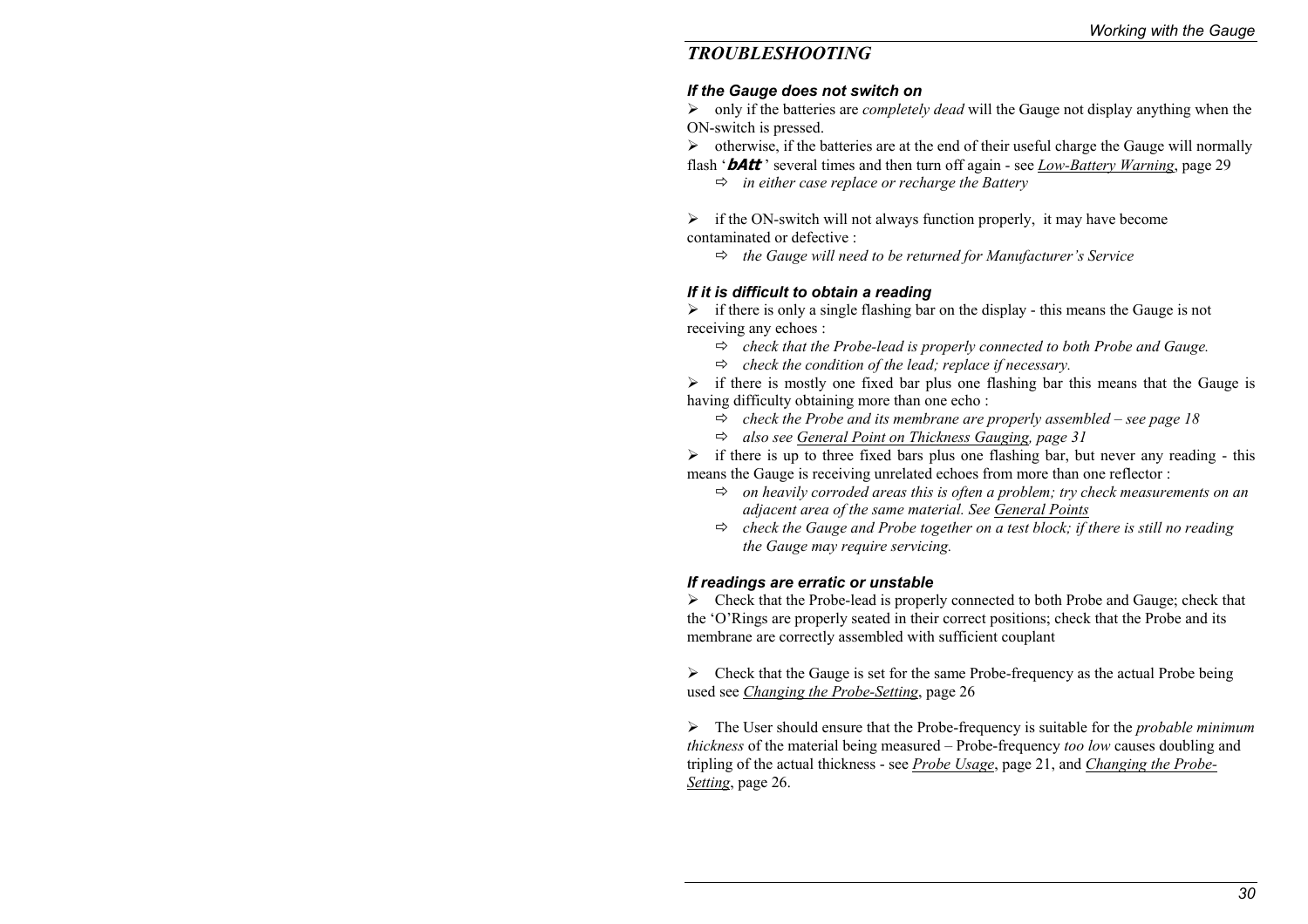## *TROUBLESHOOTING*

### *If the Gauge does not switch on*

- only if the batteries are *completely dead* will the Gauge not display anything when the ON-switch is pressed.
- otherwise, if the batteries are at the end of their useful charge the Gauge will normally flash '***bAtt***' several times and then turn off again - see ***Low-Battery Warning***, page 29
  - ⇨ *in either case replace or recharge the Battery*

- if the ON-switch will not always function properly, it may have become contaminated or defective :
  - ⇨ *the Gauge will need to be returned for Manufacturer's Service*

### *If it is difficult to obtain a reading*

- if there is only a single flashing bar on the display - this means the Gauge is not receiving any echoes :
  - ⇨ *check that the Probe-lead is properly connected to both Probe and Gauge.*
  - ⇨ *check the condition of the lead; replace if necessary.*
- if there is mostly one fixed bar plus one flashing bar this means that the Gauge is having difficulty obtaining more than one echo :
  - ⇨ *check the Probe and its membrane are properly assembled – see page 18*
  - ⇨ *also see General Point on Thickness Gauging, page 31*
- if there is up to three fixed bars plus one flashing bar, but never any reading - this means the Gauge is receiving unrelated echoes from more than one reflector :
  - ⇨ *on heavily corroded areas this is often a problem; try check measurements on an adjacent area of the same material. See General Points*
  - ⇨ *check the Gauge and Probe together on a test block; if there is still no reading the Gauge may require servicing.*

### *If readings are erratic or unstable*

- Check that the Probe-lead is properly connected to both Probe and Gauge; check that the 'O'Rings are properly seated in their correct positions; check that the Probe and its membrane are correctly assembled with sufficient couplant

- Check that the Gauge is set for the same Probe-frequency as the actual Probe being used see ***Changing the Probe-Setting***, page 26

- The User should ensure that the Probe-frequency is suitable for the *probable minimum thickness* of the material being measured – Probe-frequency *too low* causes doubling and tripling of the actual thickness - see ***Probe Usage***, page 21, and ***Changing the Probe-Setting***, page 26.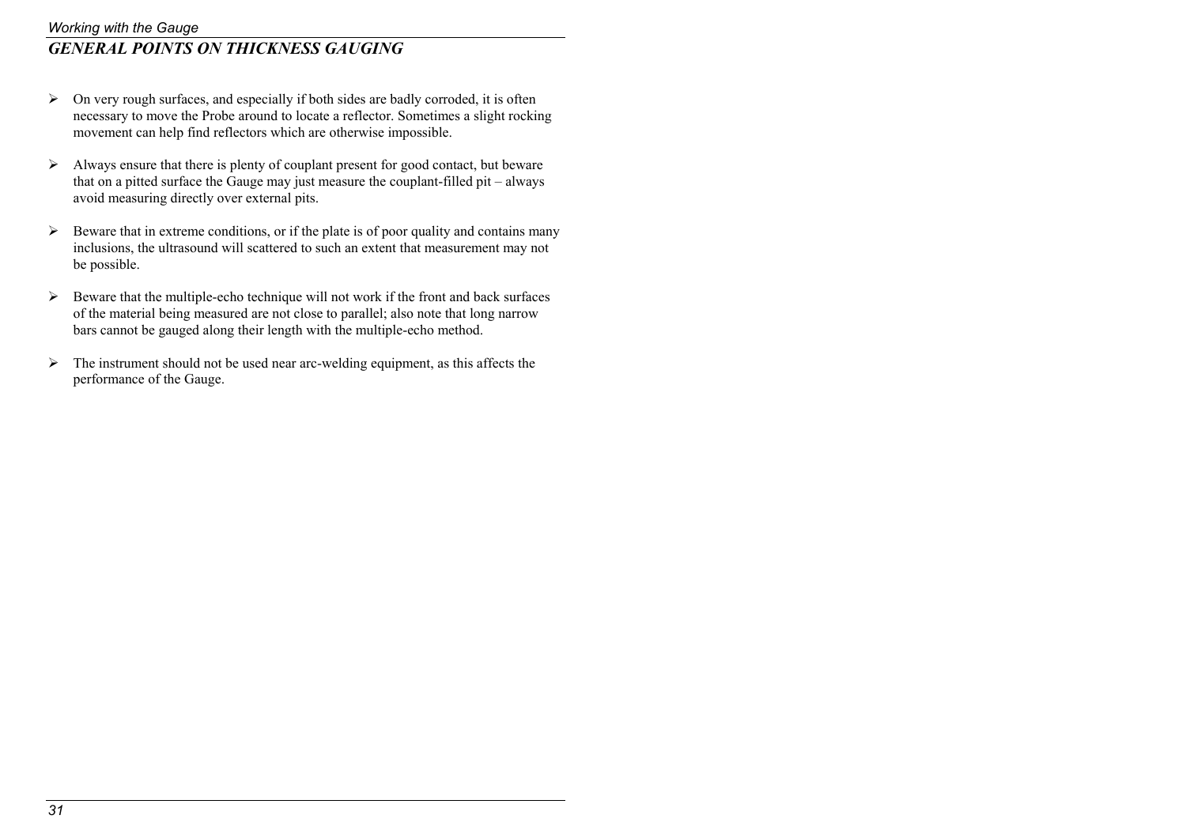## GENERAL POINTS ON THICKNESS GAUGING

- On very rough surfaces, and especially if both sides are badly corroded, it is often necessary to move the Probe around to locate a reflector. Sometimes a slight rocking movement can help find reflectors which are otherwise impossible.

- Always ensure that there is plenty of couplant present for good contact, but beware that on a pitted surface the Gauge may just measure the couplant-filled pit – always avoid measuring directly over external pits.

- Beware that in extreme conditions, or if the plate is of poor quality and contains many inclusions, the ultrasound will scattered to such an extent that measurement may not be possible.

- Beware that the multiple-echo technique will not work if the front and back surfaces of the material being measured are not close to parallel; also note that long narrow bars cannot be gauged along their length with the multiple-echo method.

- The instrument should not be used near arc-welding equipment, as this affects the performance of the Gauge.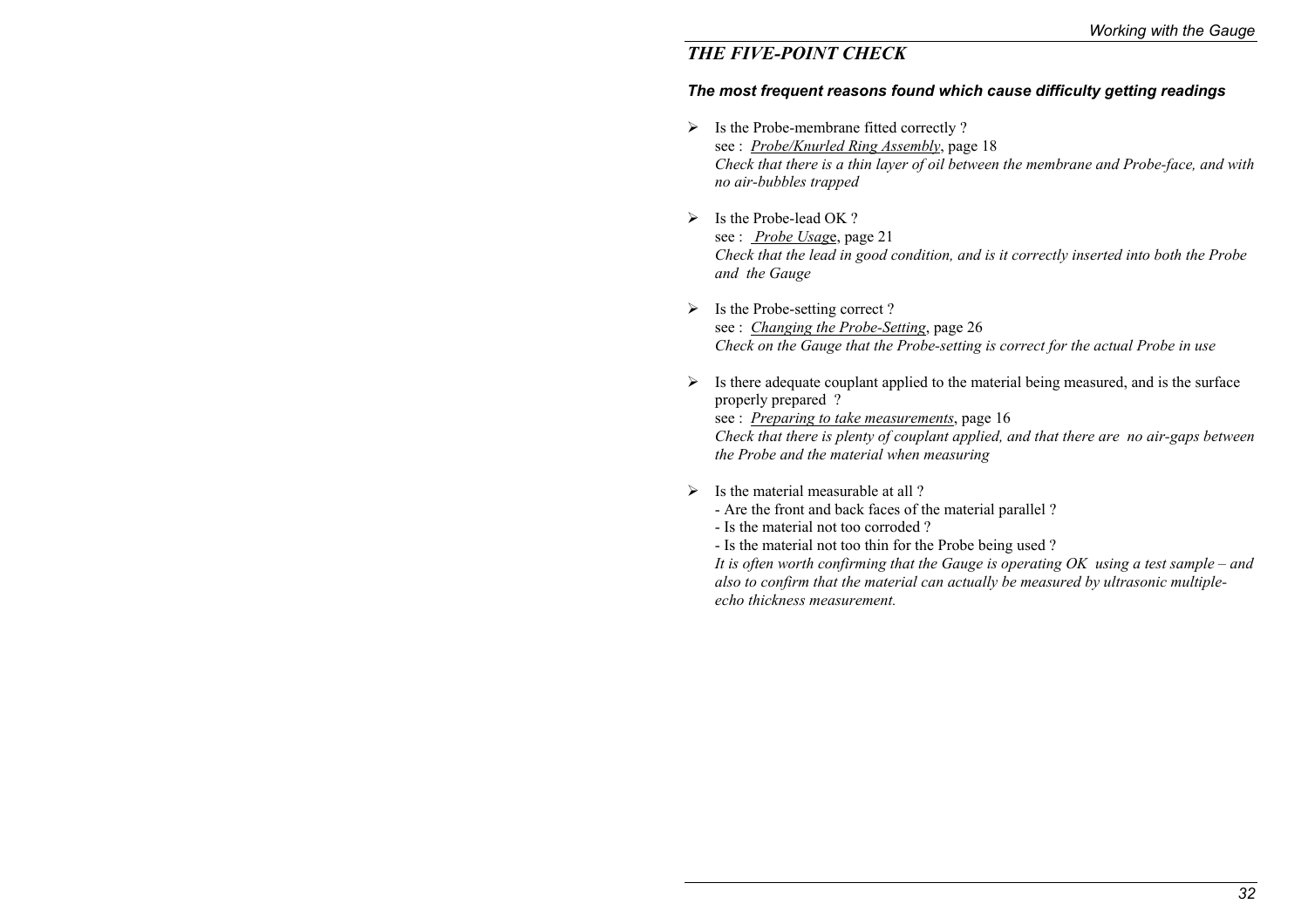## *THE FIVE-POINT CHECK*

***The most frequent reasons found which cause difficulty getting readings***

- Is the Probe-membrane fitted correctly ?
  see : *Probe/Knurled Ring Assembly*, page 18
  *Check that there is a thin layer of oil between the membrane and Probe-face, and with no air-bubbles trapped*

- Is the Probe-lead OK ?
  see : *Probe Usage*, page 21
  *Check that the lead in good condition, and is it correctly inserted into both the Probe and the Gauge*

- Is the Probe-setting correct ?
  see : *Changing the Probe-Setting*, page 26
  *Check on the Gauge that the Probe-setting is correct for the actual Probe in use*

- Is there adequate couplant applied to the material being measured, and is the surface properly prepared ?
  see : *Preparing to take measurements*, page 16
  *Check that there is plenty of couplant applied, and that there are no air-gaps between the Probe and the material when measuring*

- Is the material measurable at all ?
  - Are the front and back faces of the material parallel ?
  - Is the material not too corroded ?
  - Is the material not too thin for the Probe being used ?

  *It is often worth confirming that the Gauge is operating OK using a test sample – and also to confirm that the material can actually be measured by ultrasonic multiple-echo thickness measurement.*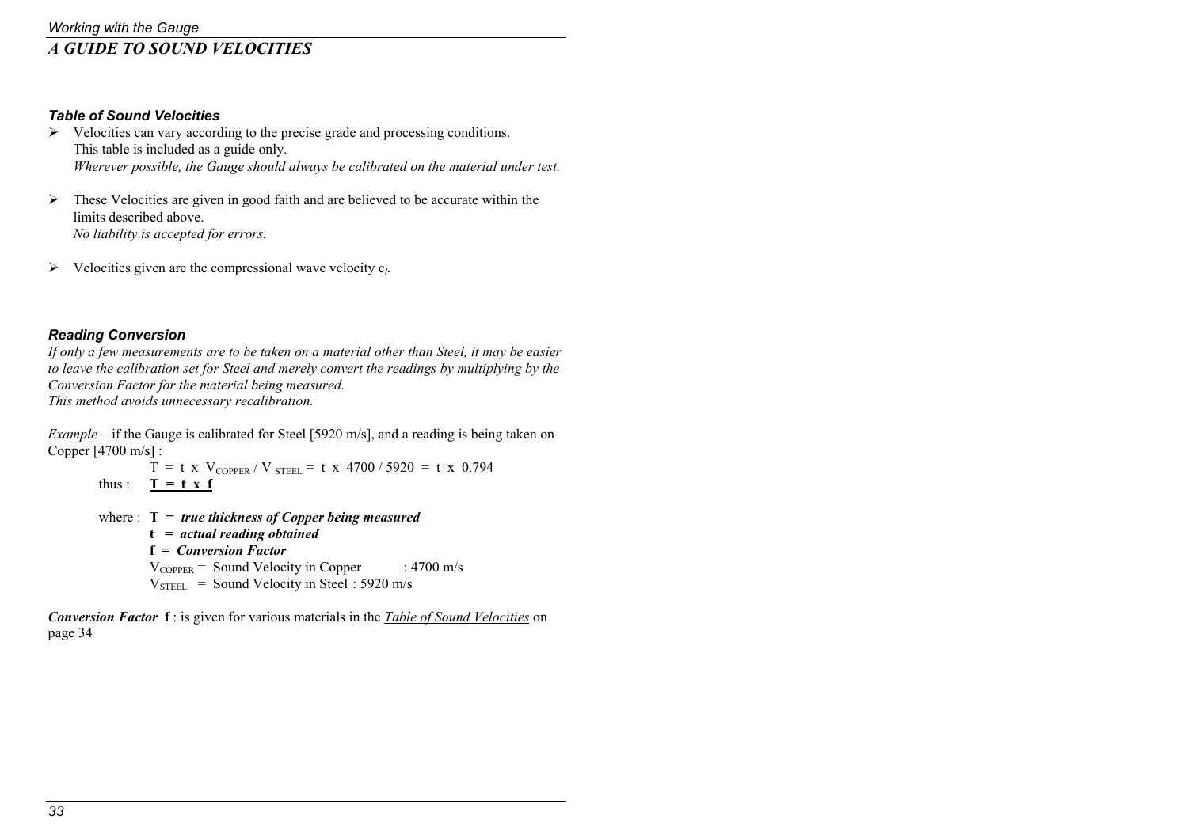# A GUIDE TO SOUND VELOCITIES

### Table of Sound Velocities

- Velocities can vary according to the precise grade and processing conditions.
  This table is included as a guide only.
  *Wherever possible, the Gauge should always be calibrated on the material under test.*

- These Velocities are given in good faith and are believed to be accurate within the limits described above.
  *No liability is accepted for errors.*

- Velocities given are the compressional wave velocity $c_l$.

### Reading Conversion

*If only a few measurements are to be taken on a material other than Steel, it may be easier to leave the calibration set for Steel and merely convert the readings by multiplying by the Conversion Factor for the material being measured.*
*This method avoids unnecessary recalibration.*

*Example* – if the Gauge is calibrated for Steel [5920 m/s], and a reading is being taken on Copper [4700 m/s] :

$$T = t \times V_{COPPER} / V_{STEEL} = t \times 4700 / 5920 = t \times 0.794$$

thus : $\underline{\mathbf{T = t \times f}}$

where : **T = *true thickness of Copper being measured***
**t = *actual reading obtained***
**f = *Conversion Factor***
$V_{COPPER}$ = Sound Velocity in Copper : 4700 m/s
$V_{STEEL}$ = Sound Velocity in Steel : 5920 m/s

***Conversion Factor*** **f** : is given for various materials in the *Table of Sound Velocities* on page 34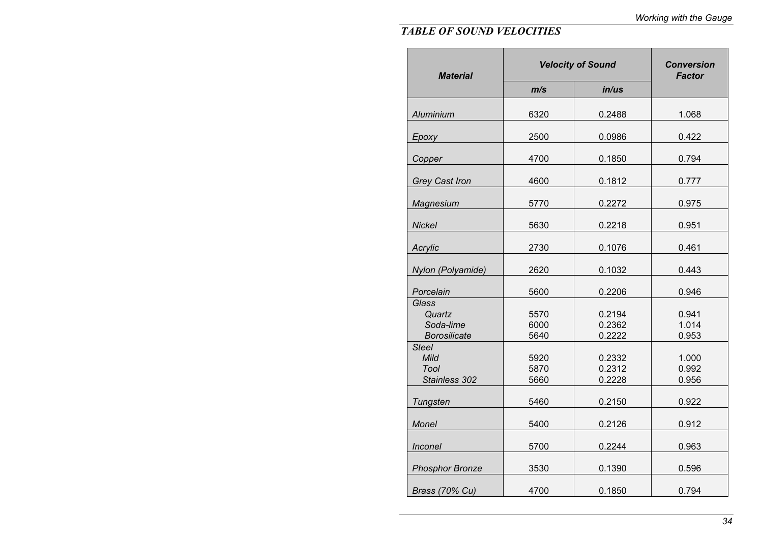## *TABLE OF SOUND VELOCITIES*

| *Material* | *Velocity of Sound* | | *Conversion Factor* |
|---|---|---|---|
| | *m/s* | *in/us* | |
| *Aluminium* | 6320 | 0.2488 | 1.068 |
| *Epoxy* | 2500 | 0.0986 | 0.422 |
| *Copper* | 4700 | 0.1850 | 0.794 |
| *Grey Cast Iron* | 4600 | 0.1812 | 0.777 |
| *Magnesium* | 5770 | 0.2272 | 0.975 |
| *Nickel* | 5630 | 0.2218 | 0.951 |
| *Acrylic* | 2730 | 0.1076 | 0.461 |
| *Nylon (Polyamide)* | 2620 | 0.1032 | 0.443 |
| *Porcelain* | 5600 | 0.2206 | 0.946 |
| *Glass* | | | |
| *Quartz* | 5570 | 0.2194 | 0.941 |
| *Soda-lime* | 6000 | 0.2362 | 1.014 |
| *Borosilicate* | 5640 | 0.2222 | 0.953 |
| *Steel* | | | |
| *Mild* | 5920 | 0.2332 | 1.000 |
| *Tool* | 5870 | 0.2312 | 0.992 |
| *Stainless 302* | 5660 | 0.2228 | 0.956 |
| *Tungsten* | 5460 | 0.2150 | 0.922 |
| *Monel* | 5400 | 0.2126 | 0.912 |
| *Inconel* | 5700 | 0.2244 | 0.963 |
| *Phosphor Bronze* | 3530 | 0.1390 | 0.596 |
| *Brass (70% Cu)* | 4700 | 0.1850 | 0.794 |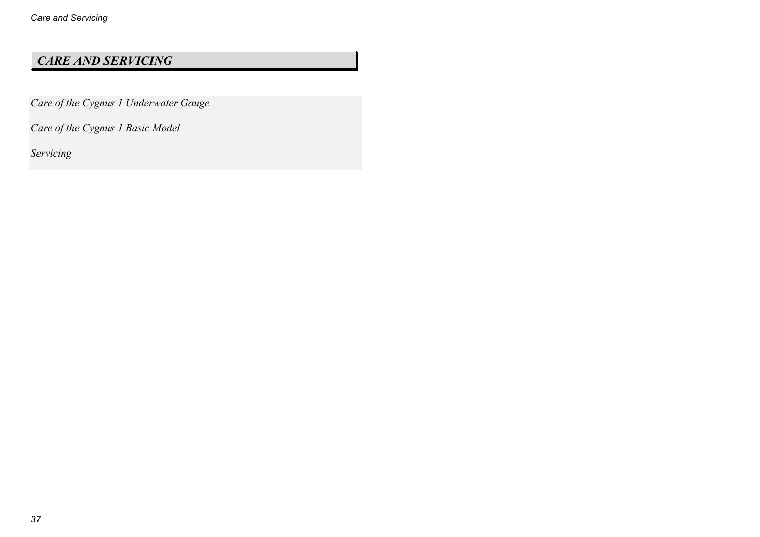# *CARE AND SERVICING*

*Care of the Cygnus 1 Underwater Gauge*

*Care of the Cygnus 1 Basic Model*

*Servicing*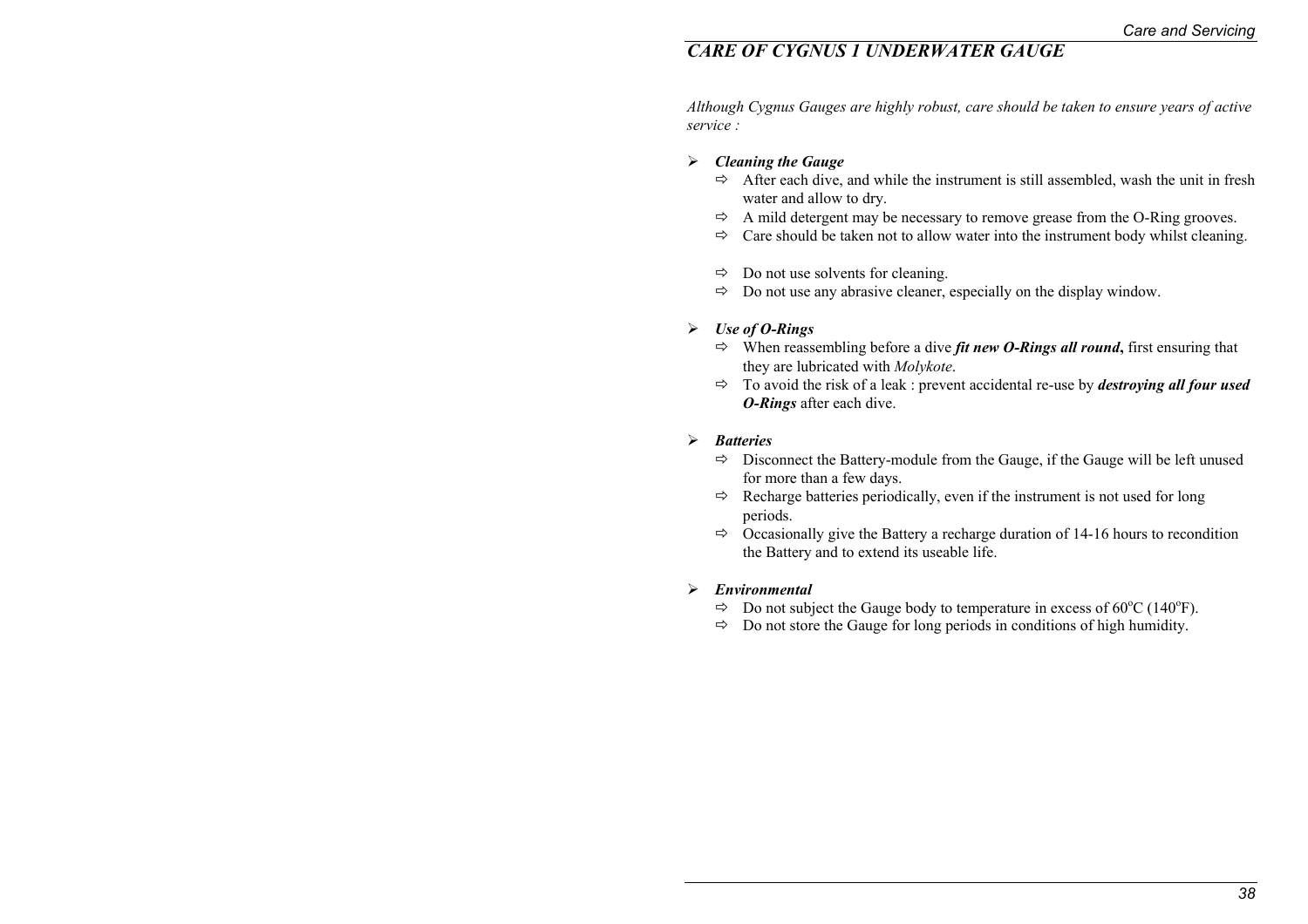## *CARE OF CYGNUS 1 UNDERWATER GAUGE*

*Although Cygnus Gauges are highly robust, care should be taken to ensure years of active service :*

- ***Cleaning the Gauge***
  - After each dive, and while the instrument is still assembled, wash the unit in fresh water and allow to dry.
  - A mild detergent may be necessary to remove grease from the O-Ring grooves.
  - Care should be taken not to allow water into the instrument body whilst cleaning.

  - Do not use solvents for cleaning.
  - Do not use any abrasive cleaner, especially on the display window.

- ***Use of O-Rings***
  - When reassembling before a dive ***fit new O-Rings all round*****,** first ensuring that they are lubricated with *Molykote*.
  - To avoid the risk of a leak : prevent accidental re-use by ***destroying all four used O-Rings*** after each dive.

- ***Batteries***
  - Disconnect the Battery-module from the Gauge, if the Gauge will be left unused for more than a few days.
  - Recharge batteries periodically, even if the instrument is not used for long periods.
  - Occasionally give the Battery a recharge duration of 14-16 hours to recondition the Battery and to extend its useable life.

- ***Environmental***
  - Do not subject the Gauge body to temperature in excess of 60°C (140°F).
  - Do not store the Gauge for long periods in conditions of high humidity.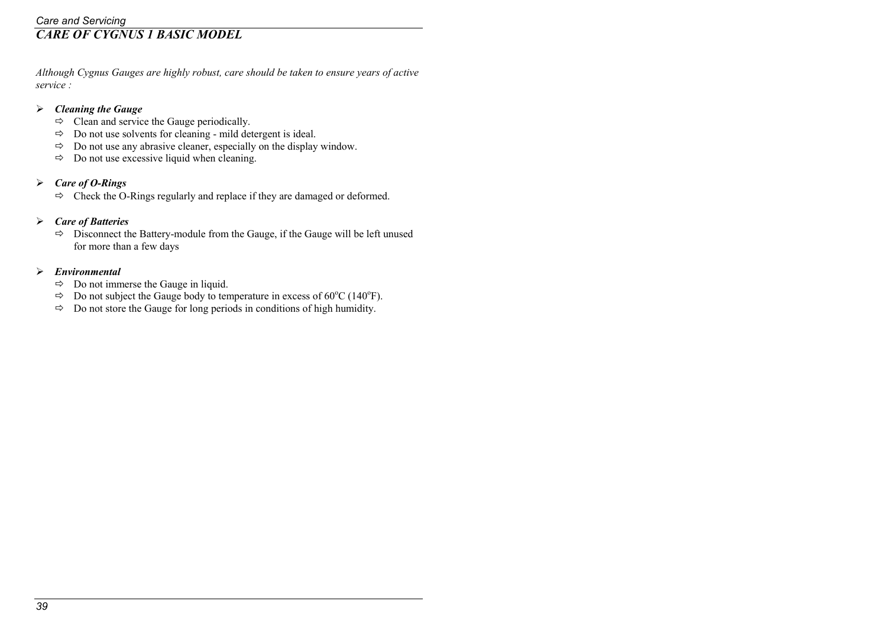## *CARE OF CYGNUS 1 BASIC MODEL*

*Although Cygnus Gauges are highly robust, care should be taken to ensure years of active service :*

- ***Cleaning the Gauge***
  - ⇨ Clean and service the Gauge periodically.
  - ⇨ Do not use solvents for cleaning - mild detergent is ideal.
  - ⇨ Do not use any abrasive cleaner, especially on the display window.
  - ⇨ Do not use excessive liquid when cleaning.

- ***Care of O-Rings***
  - ⇨ Check the O-Rings regularly and replace if they are damaged or deformed.

- ***Care of Batteries***
  - ⇨ Disconnect the Battery-module from the Gauge, if the Gauge will be left unused for more than a few days

- ***Environmental***
  - ⇨ Do not immerse the Gauge in liquid.
  - ⇨ Do not subject the Gauge body to temperature in excess of 60°C (140°F).
  - ⇨ Do not store the Gauge for long periods in conditions of high humidity.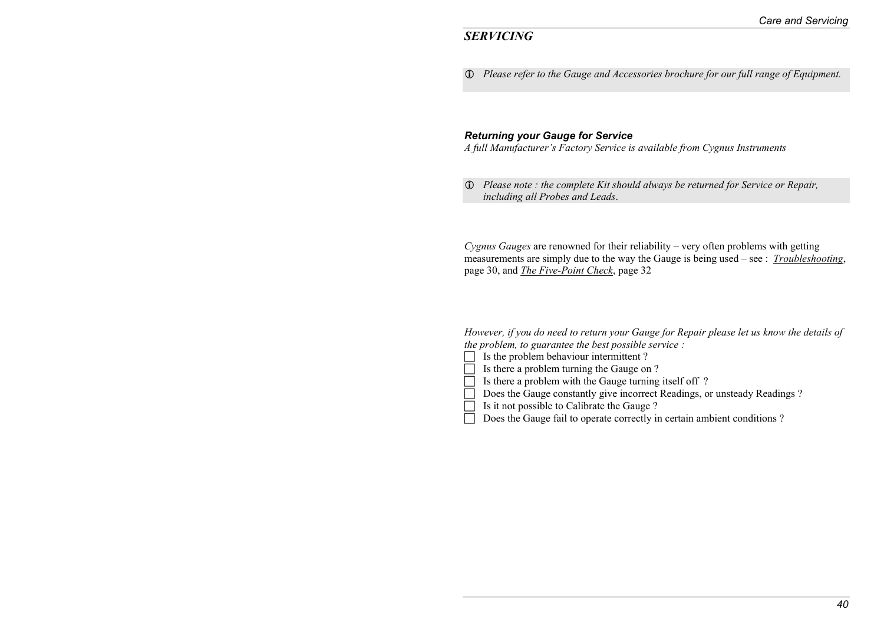## *SERVICING*

ⓘ *Please refer to the Gauge and Accessories brochure for our full range of Equipment.*

### ***Returning your Gauge for Service***

*A full Manufacturer's Factory Service is available from Cygnus Instruments*

ⓘ *Please note : the complete Kit should always be returned for Service or Repair, including all Probes and Leads.*

*Cygnus Gauges* are renowned for their reliability – very often problems with getting measurements are simply due to the way the Gauge is being used – see : *Troubleshooting*, page 30, and *The Five-Point Check*, page 32

*However, if you do need to return your Gauge for Repair please let us know the details of the problem, to guarantee the best possible service :*

- [ ] Is the problem behaviour intermittent ?
- [ ] Is there a problem turning the Gauge on ?
- [ ] Is there a problem with the Gauge turning itself off ?
- [ ] Does the Gauge constantly give incorrect Readings, or unsteady Readings ?
- [ ] Is it not possible to Calibrate the Gauge ?
- [ ] Does the Gauge fail to operate correctly in certain ambient conditions ?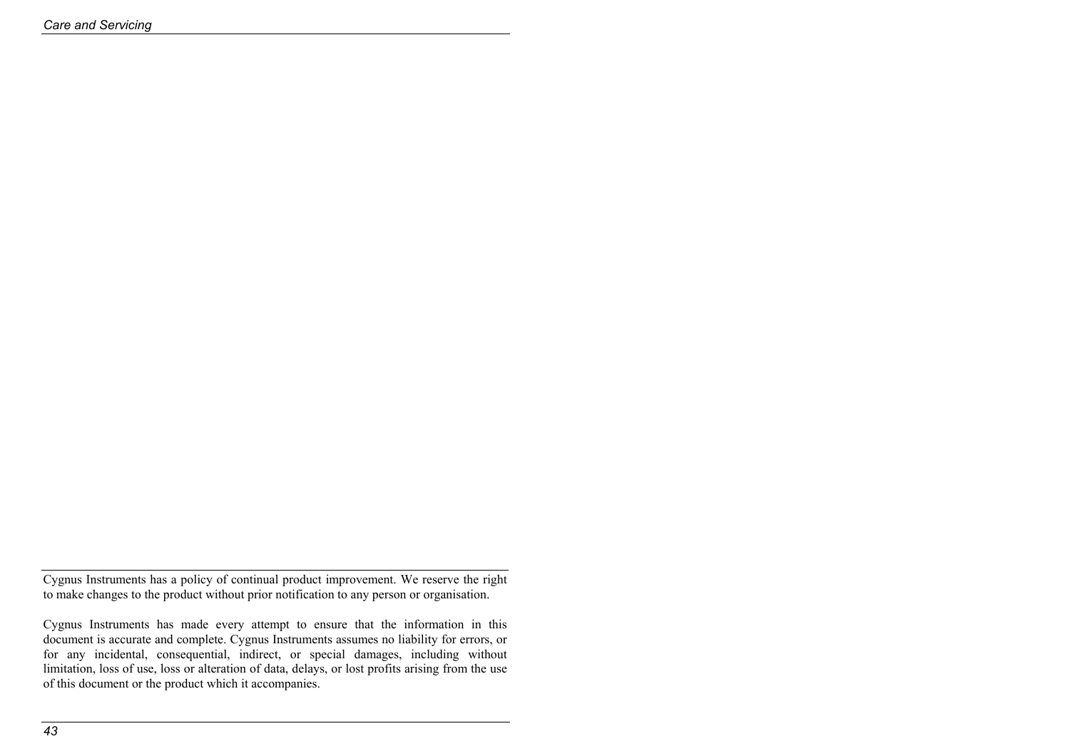Cygnus Instruments has a policy of continual product improvement. We reserve the right to make changes to the product without prior notification to any person or organisation.

Cygnus Instruments has made every attempt to ensure that the information in this document is accurate and complete. Cygnus Instruments assumes no liability for errors, or for any incidental, consequential, indirect, or special damages, including without limitation, loss of use, loss or alteration of data, delays, or lost profits arising from the use of this document or the product which it accompanies.